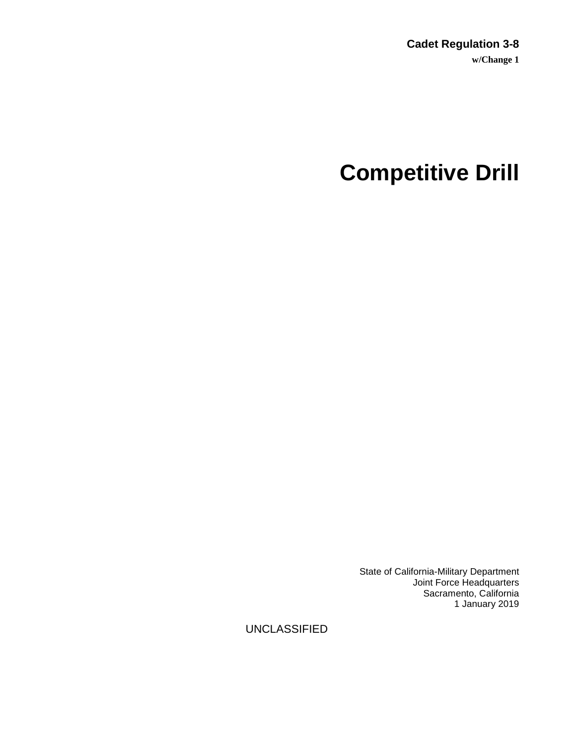**Cadet Regulation 3-8**

**w/Change 1**

# Competitive Drill

State of California-Military Department
Joint Force Headquarters
Sacramento, California
1 January 2019

UNCLASSIFIED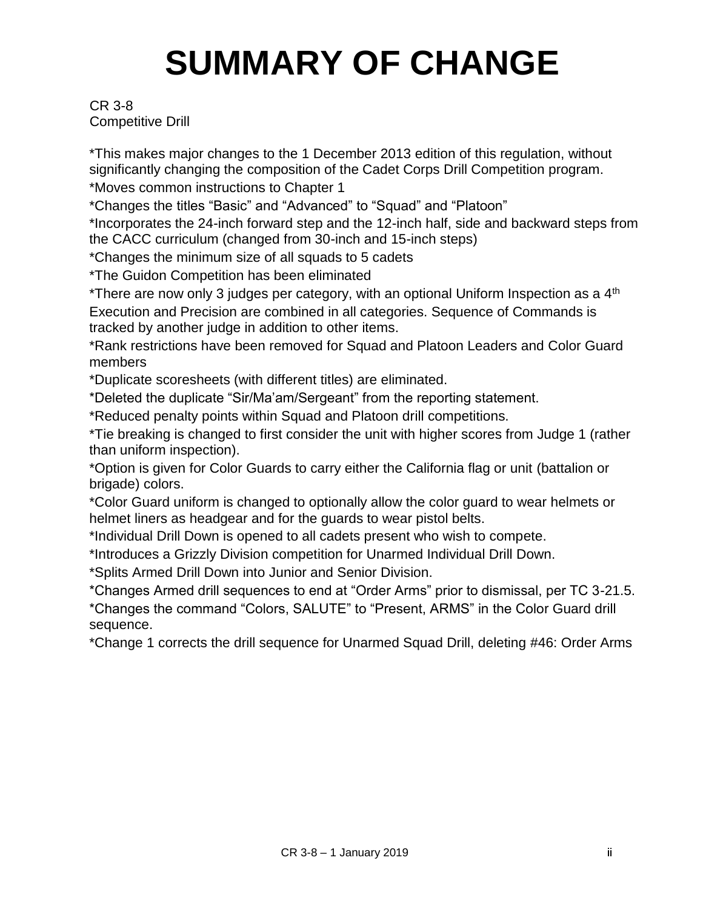# SUMMARY OF CHANGE

CR 3-8
Competitive Drill

*This makes major changes to the 1 December 2013 edition of this regulation, without significantly changing the composition of the Cadet Corps Drill Competition program.

*Moves common instructions to Chapter 1

*Changes the titles "Basic" and "Advanced" to "Squad" and "Platoon"

*Incorporates the 24-inch forward step and the 12-inch half, side and backward steps from the CACC curriculum (changed from 30-inch and 15-inch steps)

*Changes the minimum size of all squads to 5 cadets

*The Guidon Competition has been eliminated

*There are now only 3 judges per category, with an optional Uniform Inspection as a 4th Execution and Precision are combined in all categories. Sequence of Commands is tracked by another judge in addition to other items.

*Rank restrictions have been removed for Squad and Platoon Leaders and Color Guard members

*Duplicate scoresheets (with different titles) are eliminated.

*Deleted the duplicate "Sir/Ma'am/Sergeant" from the reporting statement.

*Reduced penalty points within Squad and Platoon drill competitions.

*Tie breaking is changed to first consider the unit with higher scores from Judge 1 (rather than uniform inspection).

*Option is given for Color Guards to carry either the California flag or unit (battalion or brigade) colors.

*Color Guard uniform is changed to optionally allow the color guard to wear helmets or helmet liners as headgear and for the guards to wear pistol belts.

*Individual Drill Down is opened to all cadets present who wish to compete.

*Introduces a Grizzly Division competition for Unarmed Individual Drill Down.

*Splits Armed Drill Down into Junior and Senior Division.

*Changes Armed drill sequences to end at "Order Arms" prior to dismissal, per TC 3-21.5.

*Changes the command "Colors, SALUTE" to "Present, ARMS" in the Color Guard drill sequence.

*Change 1 corrects the drill sequence for Unarmed Squad Drill, deleting #46: Order Arms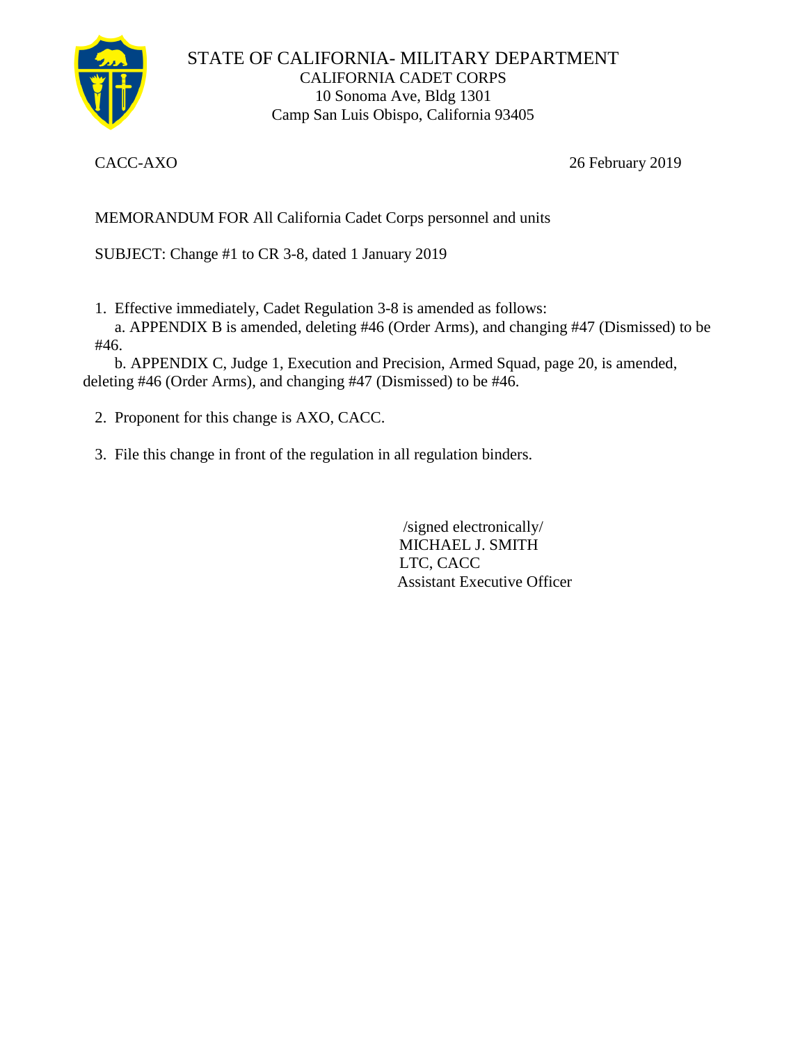STATE OF CALIFORNIA- MILITARY DEPARTMENT
CALIFORNIA CADET CORPS
10 Sonoma Ave, Bldg 1301
Camp San Luis Obispo, California 93405

CACC-AXO 26 February 2019

MEMORANDUM FOR All California Cadet Corps personnel and units

SUBJECT: Change #1 to CR 3-8, dated 1 January 2019

1. Effective immediately, Cadet Regulation 3-8 is amended as follows:
   a. APPENDIX B is amended, deleting #46 (Order Arms), and changing #47 (Dismissed) to be #46.
   b. APPENDIX C, Judge 1, Execution and Precision, Armed Squad, page 20, is amended, deleting #46 (Order Arms), and changing #47 (Dismissed) to be #46.

2. Proponent for this change is AXO, CACC.

3. File this change in front of the regulation in all regulation binders.

/signed electronically/
MICHAEL J. SMITH
LTC, CACC
Assistant Executive Officer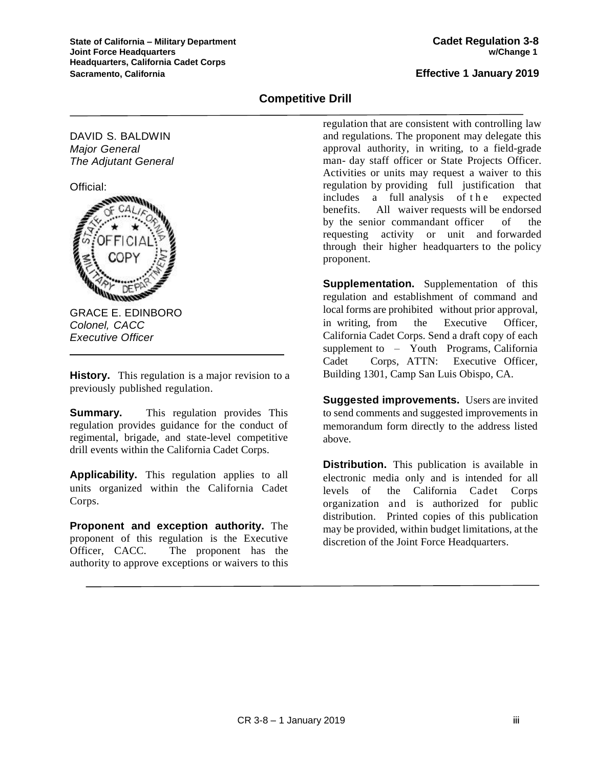State of California – Military Department
Joint Force Headquarters
Headquarters, California Cadet Corps
Sacramento, California

**Cadet Regulation 3-8**
**w/Change 1**

**Effective 1 January 2019**

# Competitive Drill

DAVID S. BALDWIN
*Major General*
*The Adjutant General*

Official:

GRACE E. EDINBORO
*Colonel, CACC*
*Executive Officer*

**History.** This regulation is a major revision to a previously published regulation.

**Summary.** This regulation provides This regulation provides guidance for the conduct of regimental, brigade, and state-level competitive drill events within the California Cadet Corps.

**Applicability.** This regulation applies to all units organized within the California Cadet Corps.

**Proponent and exception authority.** The proponent of this regulation is the Executive Officer, CACC. The proponent has the authority to approve exceptions or waivers to this regulation that are consistent with controlling law and regulations. The proponent may delegate this approval authority, in writing, to a field-grade man- day staff officer or State Projects Officer. Activities or units may request a waiver to this regulation by providing full justification that includes a full analysis of the expected benefits. All waiver requests will be endorsed by the senior commandant officer of the requesting activity or unit and forwarded through their higher headquarters to the policy proponent.

**Supplementation.** Supplementation of this regulation and establishment of command and local forms are prohibited without prior approval, in writing, from the Executive Officer, California Cadet Corps. Send a draft copy of each supplement to – Youth Programs, California Cadet Corps, ATTN: Executive Officer, Building 1301, Camp San Luis Obispo, CA.

**Suggested improvements.** Users are invited to send comments and suggested improvements in memorandum form directly to the address listed above.

**Distribution.** This publication is available in electronic media only and is intended for all levels of the California Cadet Corps organization and is authorized for public distribution. Printed copies of this publication may be provided, within budget limitations, at the discretion of the Joint Force Headquarters.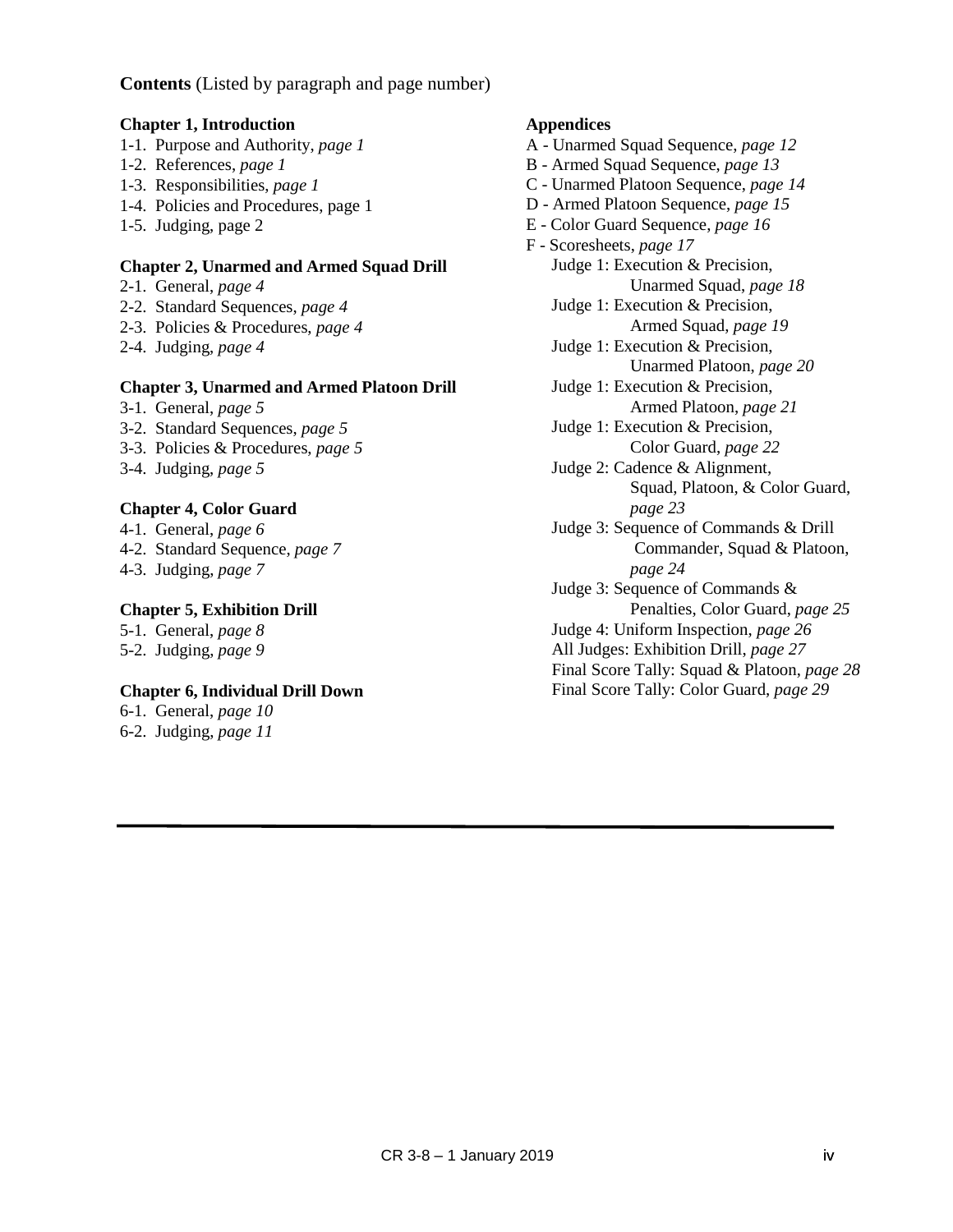**Contents** (Listed by paragraph and page number)

**Chapter 1, Introduction**

1-1. Purpose and Authority, *page 1*
1-2. References, *page 1*
1-3. Responsibilities, *page 1*
1-4. Policies and Procedures, page 1
1-5. Judging, page 2

**Chapter 2, Unarmed and Armed Squad Drill**

2-1. General, *page 4*
2-2. Standard Sequences, *page 4*
2-3. Policies & Procedures, *page 4*
2-4. Judging, *page 4*

**Chapter 3, Unarmed and Armed Platoon Drill**

3-1. General, *page 5*
3-2. Standard Sequences, *page 5*
3-3. Policies & Procedures, *page 5*
3-4. Judging, *page 5*

**Chapter 4, Color Guard**

4-1. General, *page 6*
4-2. Standard Sequence, *page 7*
4-3. Judging, *page 7*

**Chapter 5, Exhibition Drill**

5-1. General, *page 8*
5-2. Judging, *page 9*

**Chapter 6, Individual Drill Down**

6-1. General, *page 10*
6-2. Judging, *page 11*

**Appendices**

A - Unarmed Squad Sequence, *page 12*
B - Armed Squad Sequence, *page 13*
C - Unarmed Platoon Sequence, *page 14*
D - Armed Platoon Sequence, *page 15*
E - Color Guard Sequence, *page 16*
F - Scoresheets, *page 17*
- Judge 1: Execution & Precision, Unarmed Squad, *page 18*
- Judge 1: Execution & Precision, Armed Squad, *page 19*
- Judge 1: Execution & Precision, Unarmed Platoon, *page 20*
- Judge 1: Execution & Precision, Armed Platoon, *page 21*
- Judge 1: Execution & Precision, Color Guard, *page 22*
- Judge 2: Cadence & Alignment, Squad, Platoon, & Color Guard, *page 23*
- Judge 3: Sequence of Commands & Drill Commander, Squad & Platoon, *page 24*
- Judge 3: Sequence of Commands & Penalties, Color Guard, *page 25*
- Judge 4: Uniform Inspection, *page 26*
- All Judges: Exhibition Drill, *page 27*
- Final Score Tally: Squad & Platoon, *page 28*
- Final Score Tally: Color Guard, *page 29*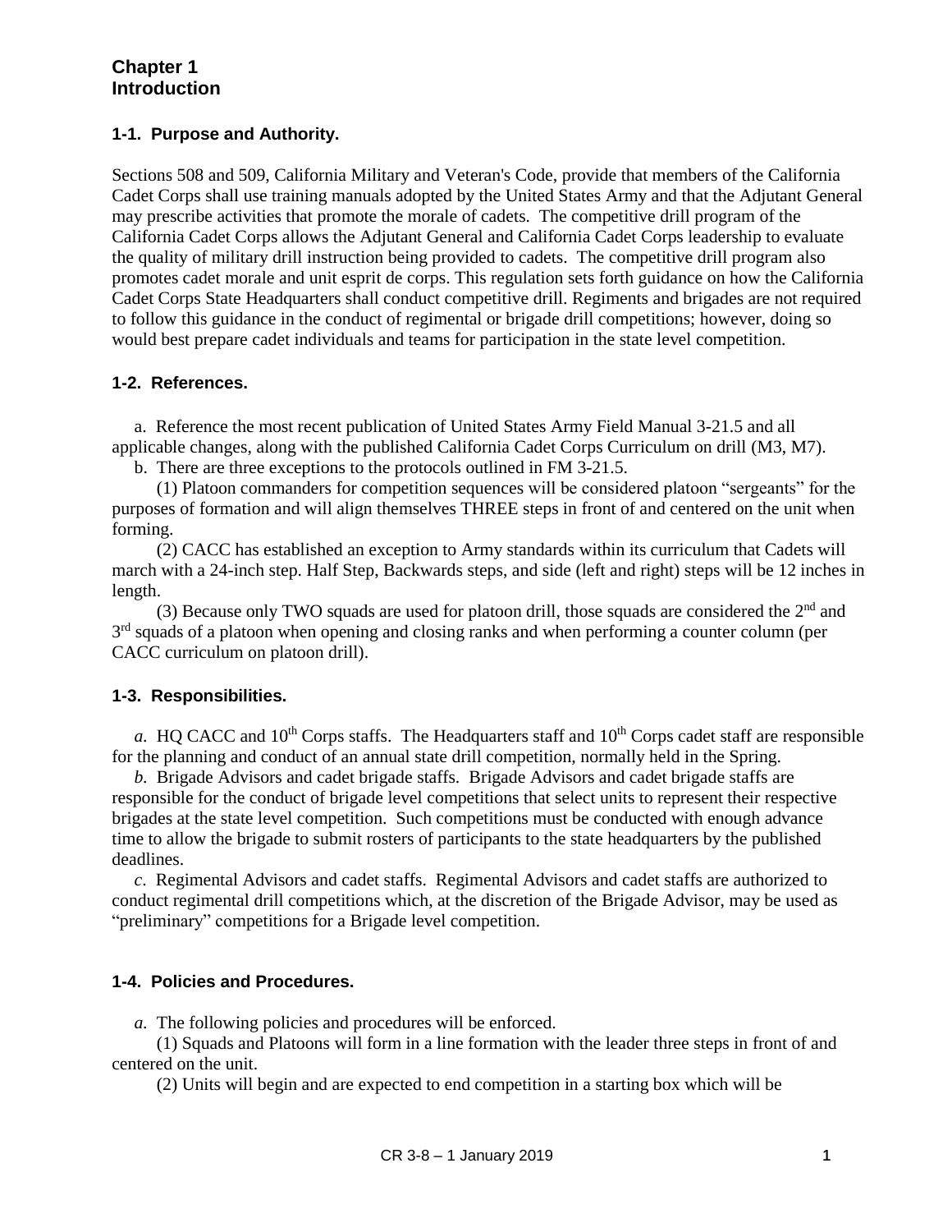# Chapter 1
# Introduction

### 1-1. Purpose and Authority.

Sections 508 and 509, California Military and Veteran's Code, provide that members of the California Cadet Corps shall use training manuals adopted by the United States Army and that the Adjutant General may prescribe activities that promote the morale of cadets. The competitive drill program of the California Cadet Corps allows the Adjutant General and California Cadet Corps leadership to evaluate the quality of military drill instruction being provided to cadets. The competitive drill program also promotes cadet morale and unit esprit de corps. This regulation sets forth guidance on how the California Cadet Corps State Headquarters shall conduct competitive drill. Regiments and brigades are not required to follow this guidance in the conduct of regimental or brigade drill competitions; however, doing so would best prepare cadet individuals and teams for participation in the state level competition.

### 1-2. References.

a. Reference the most recent publication of United States Army Field Manual 3-21.5 and all applicable changes, along with the published California Cadet Corps Curriculum on drill (M3, M7).

b. There are three exceptions to the protocols outlined in FM 3-21.5.

(1) Platoon commanders for competition sequences will be considered platoon "sergeants" for the purposes of formation and will align themselves THREE steps in front of and centered on the unit when forming.

(2) CACC has established an exception to Army standards within its curriculum that Cadets will march with a 24-inch step. Half Step, Backwards steps, and side (left and right) steps will be 12 inches in length.

(3) Because only TWO squads are used for platoon drill, those squads are considered the 2nd and 3rd squads of a platoon when opening and closing ranks and when performing a counter column (per CACC curriculum on platoon drill).

### 1-3. Responsibilities.

*a.* HQ CACC and 10th Corps staffs. The Headquarters staff and 10th Corps cadet staff are responsible for the planning and conduct of an annual state drill competition, normally held in the Spring.

*b.* Brigade Advisors and cadet brigade staffs. Brigade Advisors and cadet brigade staffs are responsible for the conduct of brigade level competitions that select units to represent their respective brigades at the state level competition. Such competitions must be conducted with enough advance time to allow the brigade to submit rosters of participants to the state headquarters by the published deadlines.

*c*. Regimental Advisors and cadet staffs. Regimental Advisors and cadet staffs are authorized to conduct regimental drill competitions which, at the discretion of the Brigade Advisor, may be used as "preliminary" competitions for a Brigade level competition.

### 1-4. Policies and Procedures.

*a.* The following policies and procedures will be enforced.

(1) Squads and Platoons will form in a line formation with the leader three steps in front of and centered on the unit.

(2) Units will begin and are expected to end competition in a starting box which will be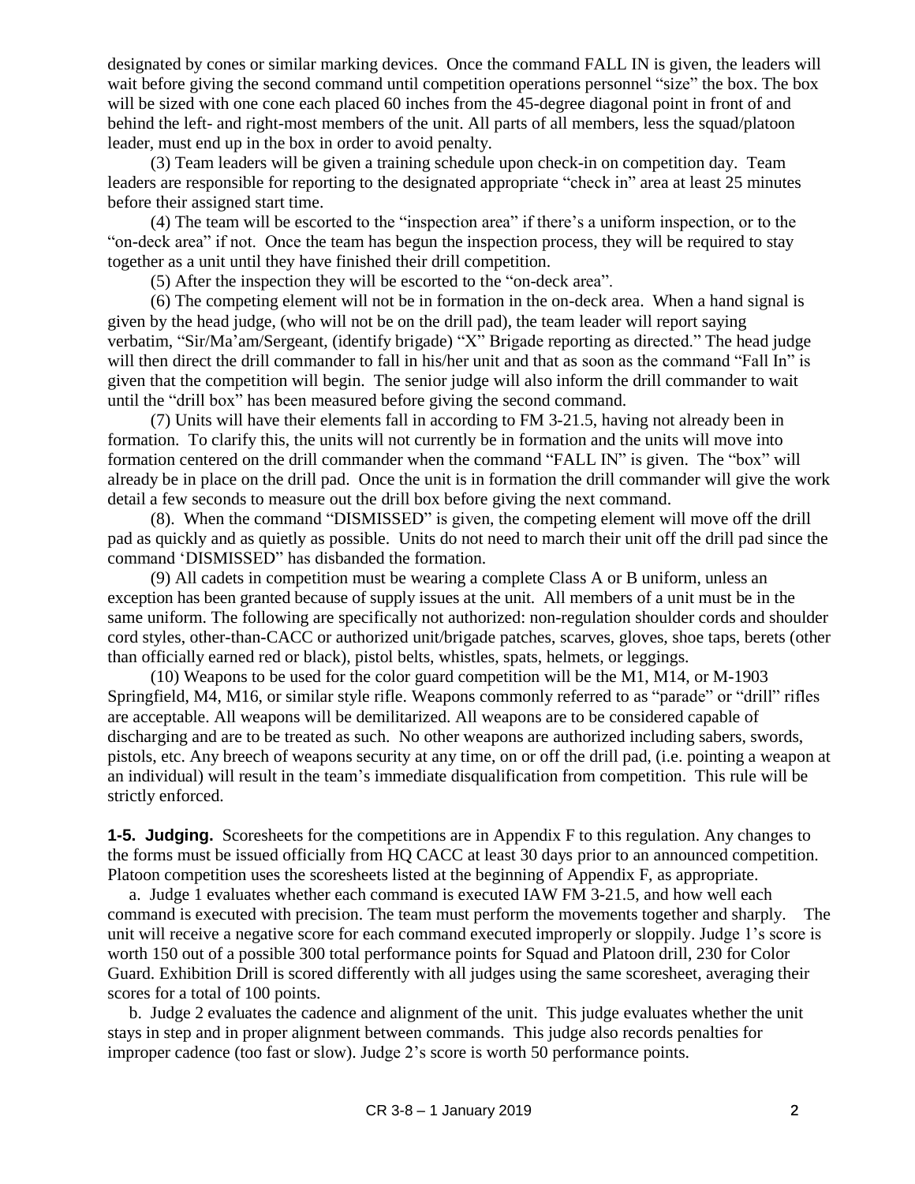designated by cones or similar marking devices. Once the command FALL IN is given, the leaders will wait before giving the second command until competition operations personnel "size" the box. The box will be sized with one cone each placed 60 inches from the 45-degree diagonal point in front of and behind the left- and right-most members of the unit. All parts of all members, less the squad/platoon leader, must end up in the box in order to avoid penalty.

(3) Team leaders will be given a training schedule upon check-in on competition day. Team leaders are responsible for reporting to the designated appropriate "check in" area at least 25 minutes before their assigned start time.

(4) The team will be escorted to the "inspection area" if there's a uniform inspection, or to the "on-deck area" if not. Once the team has begun the inspection process, they will be required to stay together as a unit until they have finished their drill competition.

(5) After the inspection they will be escorted to the "on-deck area".

(6) The competing element will not be in formation in the on-deck area. When a hand signal is given by the head judge, (who will not be on the drill pad), the team leader will report saying verbatim, "Sir/Ma'am/Sergeant, (identify brigade) "X" Brigade reporting as directed." The head judge will then direct the drill commander to fall in his/her unit and that as soon as the command "Fall In" is given that the competition will begin. The senior judge will also inform the drill commander to wait until the "drill box" has been measured before giving the second command.

(7) Units will have their elements fall in according to FM 3-21.5, having not already been in formation. To clarify this, the units will not currently be in formation and the units will move into formation centered on the drill commander when the command "FALL IN" is given. The "box" will already be in place on the drill pad. Once the unit is in formation the drill commander will give the work detail a few seconds to measure out the drill box before giving the next command.

(8). When the command "DISMISSED" is given, the competing element will move off the drill pad as quickly and as quietly as possible. Units do not need to march their unit off the drill pad since the command 'DISMISSED" has disbanded the formation.

(9) All cadets in competition must be wearing a complete Class A or B uniform, unless an exception has been granted because of supply issues at the unit. All members of a unit must be in the same uniform. The following are specifically not authorized: non-regulation shoulder cords and shoulder cord styles, other-than-CACC or authorized unit/brigade patches, scarves, gloves, shoe taps, berets (other than officially earned red or black), pistol belts, whistles, spats, helmets, or leggings.

(10) Weapons to be used for the color guard competition will be the M1, M14, or M-1903 Springfield, M4, M16, or similar style rifle. Weapons commonly referred to as "parade" or "drill" rifles are acceptable. All weapons will be demilitarized. All weapons are to be considered capable of discharging and are to be treated as such. No other weapons are authorized including sabers, swords, pistols, etc. Any breech of weapons security at any time, on or off the drill pad, (i.e. pointing a weapon at an individual) will result in the team's immediate disqualification from competition. This rule will be strictly enforced.

**1-5. Judging.** Scoresheets for the competitions are in Appendix F to this regulation. Any changes to the forms must be issued officially from HQ CACC at least 30 days prior to an announced competition. Platoon competition uses the scoresheets listed at the beginning of Appendix F, as appropriate.

a. Judge 1 evaluates whether each command is executed IAW FM 3-21.5, and how well each command is executed with precision. The team must perform the movements together and sharply. The unit will receive a negative score for each command executed improperly or sloppily. Judge 1's score is worth 150 out of a possible 300 total performance points for Squad and Platoon drill, 230 for Color Guard. Exhibition Drill is scored differently with all judges using the same scoresheet, averaging their scores for a total of 100 points.

b. Judge 2 evaluates the cadence and alignment of the unit. This judge evaluates whether the unit stays in step and in proper alignment between commands. This judge also records penalties for improper cadence (too fast or slow). Judge 2's score is worth 50 performance points.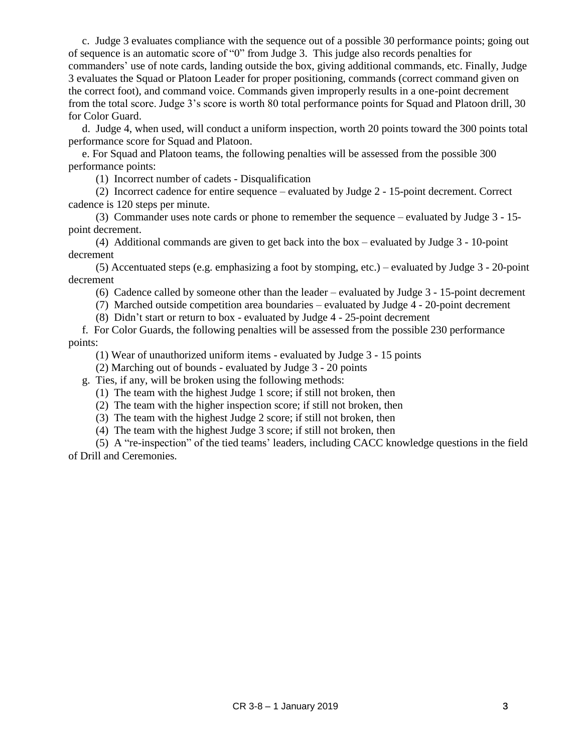c. Judge 3 evaluates compliance with the sequence out of a possible 30 performance points; going out of sequence is an automatic score of "0" from Judge 3. This judge also records penalties for commanders' use of note cards, landing outside the box, giving additional commands, etc. Finally, Judge 3 evaluates the Squad or Platoon Leader for proper positioning, commands (correct command given on the correct foot), and command voice. Commands given improperly results in a one-point decrement from the total score. Judge 3's score is worth 80 total performance points for Squad and Platoon drill, 30 for Color Guard.

d. Judge 4, when used, will conduct a uniform inspection, worth 20 points toward the 300 points total performance score for Squad and Platoon.

e. For Squad and Platoon teams, the following penalties will be assessed from the possible 300 performance points:

(1) Incorrect number of cadets - Disqualification

(2) Incorrect cadence for entire sequence – evaluated by Judge 2 - 15-point decrement. Correct cadence is 120 steps per minute.

(3) Commander uses note cards or phone to remember the sequence – evaluated by Judge 3 - 15-point decrement.

(4) Additional commands are given to get back into the box – evaluated by Judge 3 - 10-point decrement

(5) Accentuated steps (e.g. emphasizing a foot by stomping, etc.) – evaluated by Judge 3 - 20-point decrement

(6) Cadence called by someone other than the leader – evaluated by Judge 3 - 15-point decrement

(7) Marched outside competition area boundaries – evaluated by Judge 4 - 20-point decrement

(8) Didn't start or return to box - evaluated by Judge 4 - 25-point decrement

f. For Color Guards, the following penalties will be assessed from the possible 230 performance points:

(1) Wear of unauthorized uniform items - evaluated by Judge 3 - 15 points

(2) Marching out of bounds - evaluated by Judge 3 - 20 points

g. Ties, if any, will be broken using the following methods:

(1) The team with the highest Judge 1 score; if still not broken, then

(2) The team with the higher inspection score; if still not broken, then

(3) The team with the highest Judge 2 score; if still not broken, then

(4) The team with the highest Judge 3 score; if still not broken, then

(5) A "re-inspection" of the tied teams' leaders, including CACC knowledge questions in the field of Drill and Ceremonies.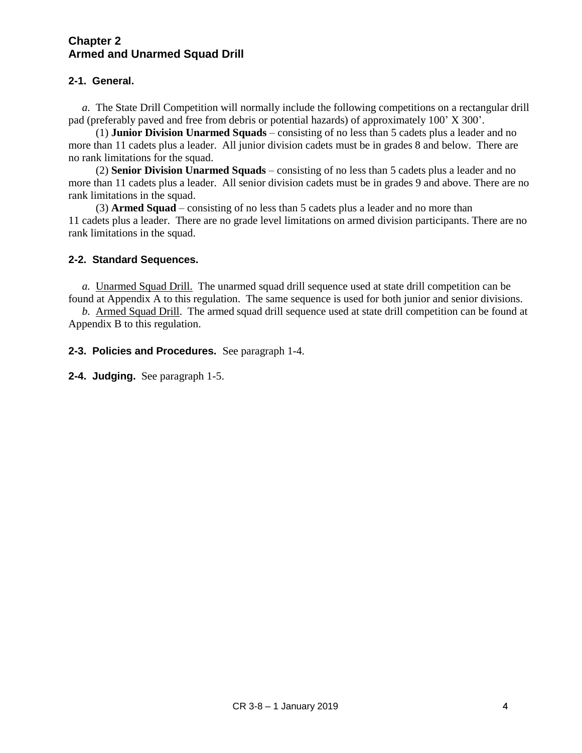# Chapter 2
# Armed and Unarmed Squad Drill

## 2-1. General.

*a.* The State Drill Competition will normally include the following competitions on a rectangular drill pad (preferably paved and free from debris or potential hazards) of approximately 100' X 300'.

(1) **Junior Division Unarmed Squads** – consisting of no less than 5 cadets plus a leader and no more than 11 cadets plus a leader. All junior division cadets must be in grades 8 and below. There are no rank limitations for the squad.

(2) **Senior Division Unarmed Squads** – consisting of no less than 5 cadets plus a leader and no more than 11 cadets plus a leader. All senior division cadets must be in grades 9 and above. There are no rank limitations in the squad.

(3) **Armed Squad** – consisting of no less than 5 cadets plus a leader and no more than 11 cadets plus a leader. There are no grade level limitations on armed division participants. There are no rank limitations in the squad.

## 2-2. Standard Sequences.

*a.* <u>Unarmed Squad Drill.</u> The unarmed squad drill sequence used at state drill competition can be found at Appendix A to this regulation. The same sequence is used for both junior and senior divisions.

*b.* <u>Armed Squad Drill</u>. The armed squad drill sequence used at state drill competition can be found at Appendix B to this regulation.

**2-3. Policies and Procedures.** See paragraph 1-4.

**2-4. Judging.** See paragraph 1-5.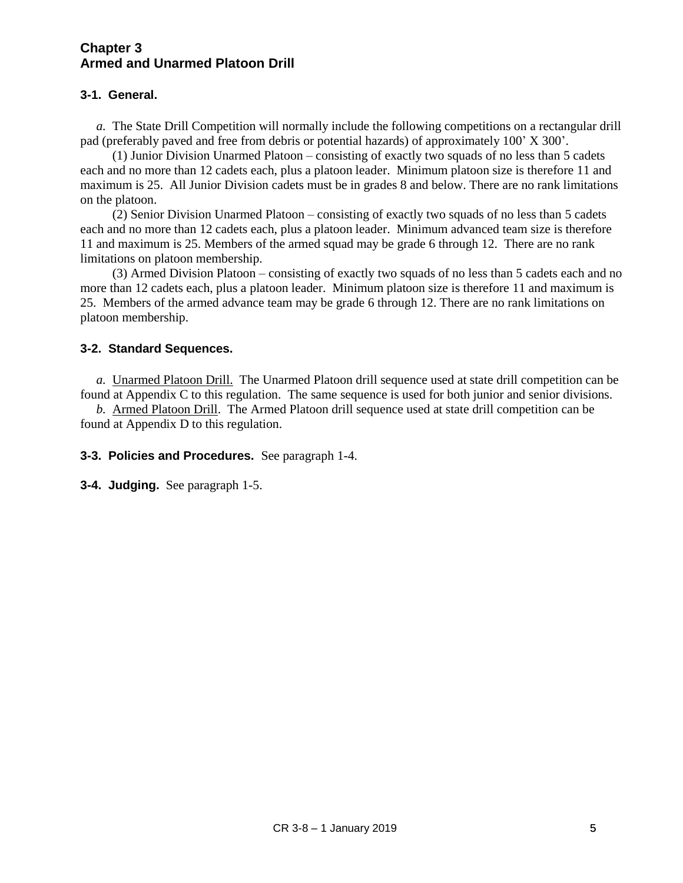## Chapter 3
## Armed and Unarmed Platoon Drill

### 3-1. General.

*a.* The State Drill Competition will normally include the following competitions on a rectangular drill pad (preferably paved and free from debris or potential hazards) of approximately 100' X 300'.

(1) Junior Division Unarmed Platoon – consisting of exactly two squads of no less than 5 cadets each and no more than 12 cadets each, plus a platoon leader. Minimum platoon size is therefore 11 and maximum is 25. All Junior Division cadets must be in grades 8 and below. There are no rank limitations on the platoon.

(2) Senior Division Unarmed Platoon – consisting of exactly two squads of no less than 5 cadets each and no more than 12 cadets each, plus a platoon leader. Minimum advanced team size is therefore 11 and maximum is 25. Members of the armed squad may be grade 6 through 12. There are no rank limitations on platoon membership.

(3) Armed Division Platoon – consisting of exactly two squads of no less than 5 cadets each and no more than 12 cadets each, plus a platoon leader. Minimum platoon size is therefore 11 and maximum is 25. Members of the armed advance team may be grade 6 through 12. There are no rank limitations on platoon membership.

### 3-2. Standard Sequences.

*a.* Unarmed Platoon Drill. The Unarmed Platoon drill sequence used at state drill competition can be found at Appendix C to this regulation. The same sequence is used for both junior and senior divisions.

*b.* Armed Platoon Drill. The Armed Platoon drill sequence used at state drill competition can be found at Appendix D to this regulation.

**3-3. Policies and Procedures.** See paragraph 1-4.

**3-4. Judging.** See paragraph 1-5.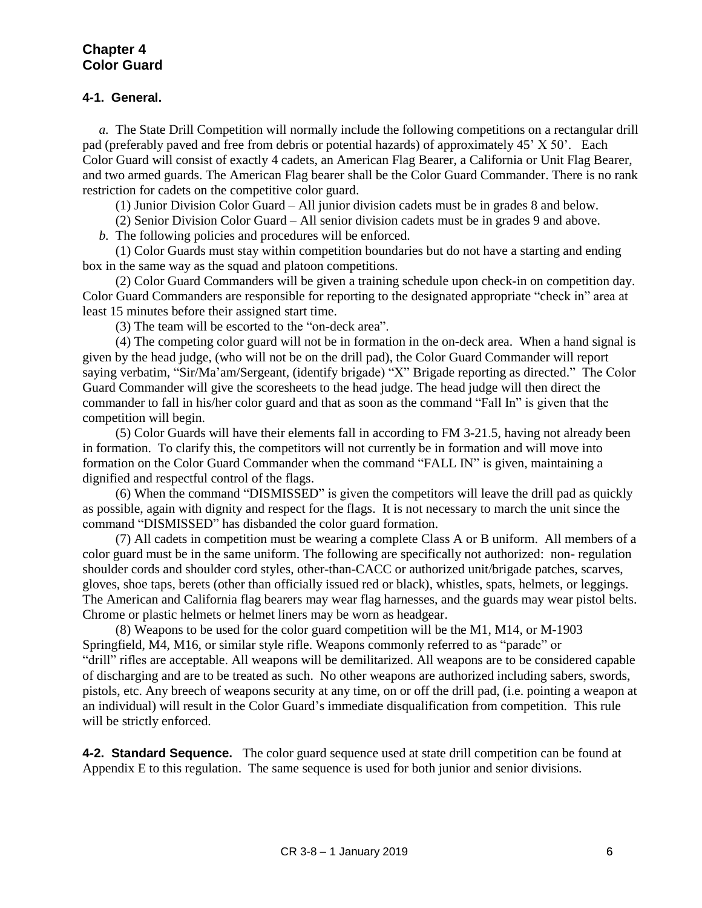# Chapter 4
# Color Guard

### 4-1. General.

*a.* The State Drill Competition will normally include the following competitions on a rectangular drill pad (preferably paved and free from debris or potential hazards) of approximately 45' X 50'. Each Color Guard will consist of exactly 4 cadets, an American Flag Bearer, a California or Unit Flag Bearer, and two armed guards. The American Flag bearer shall be the Color Guard Commander. There is no rank restriction for cadets on the competitive color guard.

(1) Junior Division Color Guard – All junior division cadets must be in grades 8 and below.

(2) Senior Division Color Guard – All senior division cadets must be in grades 9 and above.

*b.* The following policies and procedures will be enforced.

(1) Color Guards must stay within competition boundaries but do not have a starting and ending box in the same way as the squad and platoon competitions.

(2) Color Guard Commanders will be given a training schedule upon check-in on competition day. Color Guard Commanders are responsible for reporting to the designated appropriate "check in" area at least 15 minutes before their assigned start time.

(3) The team will be escorted to the "on-deck area".

(4) The competing color guard will not be in formation in the on-deck area. When a hand signal is given by the head judge, (who will not be on the drill pad), the Color Guard Commander will report saying verbatim, "Sir/Ma'am/Sergeant, (identify brigade) "X" Brigade reporting as directed." The Color Guard Commander will give the scoresheets to the head judge. The head judge will then direct the commander to fall in his/her color guard and that as soon as the command "Fall In" is given that the competition will begin.

(5) Color Guards will have their elements fall in according to FM 3-21.5, having not already been in formation. To clarify this, the competitors will not currently be in formation and will move into formation on the Color Guard Commander when the command "FALL IN" is given, maintaining a dignified and respectful control of the flags.

(6) When the command "DISMISSED" is given the competitors will leave the drill pad as quickly as possible, again with dignity and respect for the flags. It is not necessary to march the unit since the command "DISMISSED" has disbanded the color guard formation.

(7) All cadets in competition must be wearing a complete Class A or B uniform. All members of a color guard must be in the same uniform. The following are specifically not authorized: non- regulation shoulder cords and shoulder cord styles, other-than-CACC or authorized unit/brigade patches, scarves, gloves, shoe taps, berets (other than officially issued red or black), whistles, spats, helmets, or leggings. The American and California flag bearers may wear flag harnesses, and the guards may wear pistol belts. Chrome or plastic helmets or helmet liners may be worn as headgear.

(8) Weapons to be used for the color guard competition will be the M1, M14, or M-1903 Springfield, M4, M16, or similar style rifle. Weapons commonly referred to as "parade" or "drill" rifles are acceptable. All weapons will be demilitarized. All weapons are to be considered capable of discharging and are to be treated as such. No other weapons are authorized including sabers, swords, pistols, etc. Any breech of weapons security at any time, on or off the drill pad, (i.e. pointing a weapon at an individual) will result in the Color Guard's immediate disqualification from competition. This rule will be strictly enforced.

**4-2. Standard Sequence.** The color guard sequence used at state drill competition can be found at Appendix E to this regulation. The same sequence is used for both junior and senior divisions.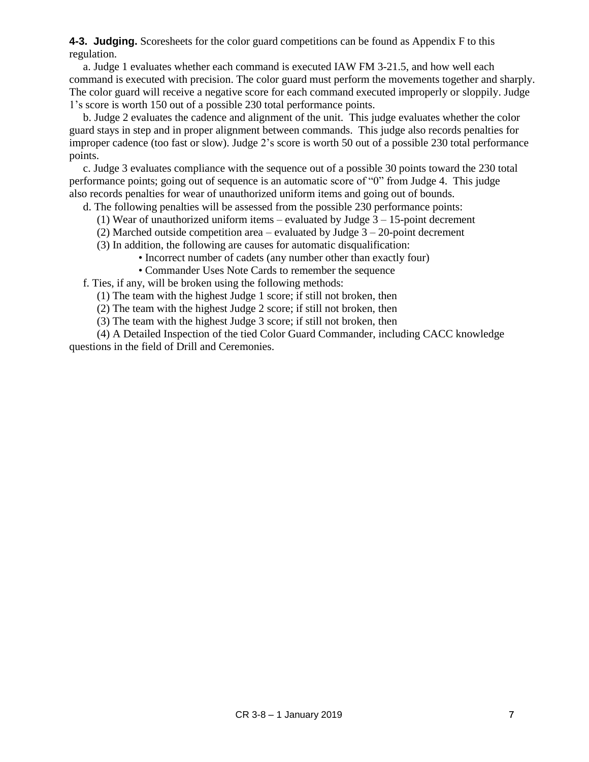**4-3. Judging.** Scoresheets for the color guard competitions can be found as Appendix F to this regulation.

a. Judge 1 evaluates whether each command is executed IAW FM 3-21.5, and how well each command is executed with precision. The color guard must perform the movements together and sharply. The color guard will receive a negative score for each command executed improperly or sloppily. Judge 1's score is worth 150 out of a possible 230 total performance points.

b. Judge 2 evaluates the cadence and alignment of the unit. This judge evaluates whether the color guard stays in step and in proper alignment between commands. This judge also records penalties for improper cadence (too fast or slow). Judge 2's score is worth 50 out of a possible 230 total performance points.

c. Judge 3 evaluates compliance with the sequence out of a possible 30 points toward the 230 total performance points; going out of sequence is an automatic score of "0" from Judge 4. This judge also records penalties for wear of unauthorized uniform items and going out of bounds.

d. The following penalties will be assessed from the possible 230 performance points:

(1) Wear of unauthorized uniform items – evaluated by Judge 3 – 15-point decrement

(2) Marched outside competition area – evaluated by Judge 3 – 20-point decrement

(3) In addition, the following are causes for automatic disqualification:

- Incorrect number of cadets (any number other than exactly four)
- Commander Uses Note Cards to remember the sequence

f. Ties, if any, will be broken using the following methods:

(1) The team with the highest Judge 1 score; if still not broken, then

(2) The team with the highest Judge 2 score; if still not broken, then

(3) The team with the highest Judge 3 score; if still not broken, then

(4) A Detailed Inspection of the tied Color Guard Commander, including CACC knowledge questions in the field of Drill and Ceremonies.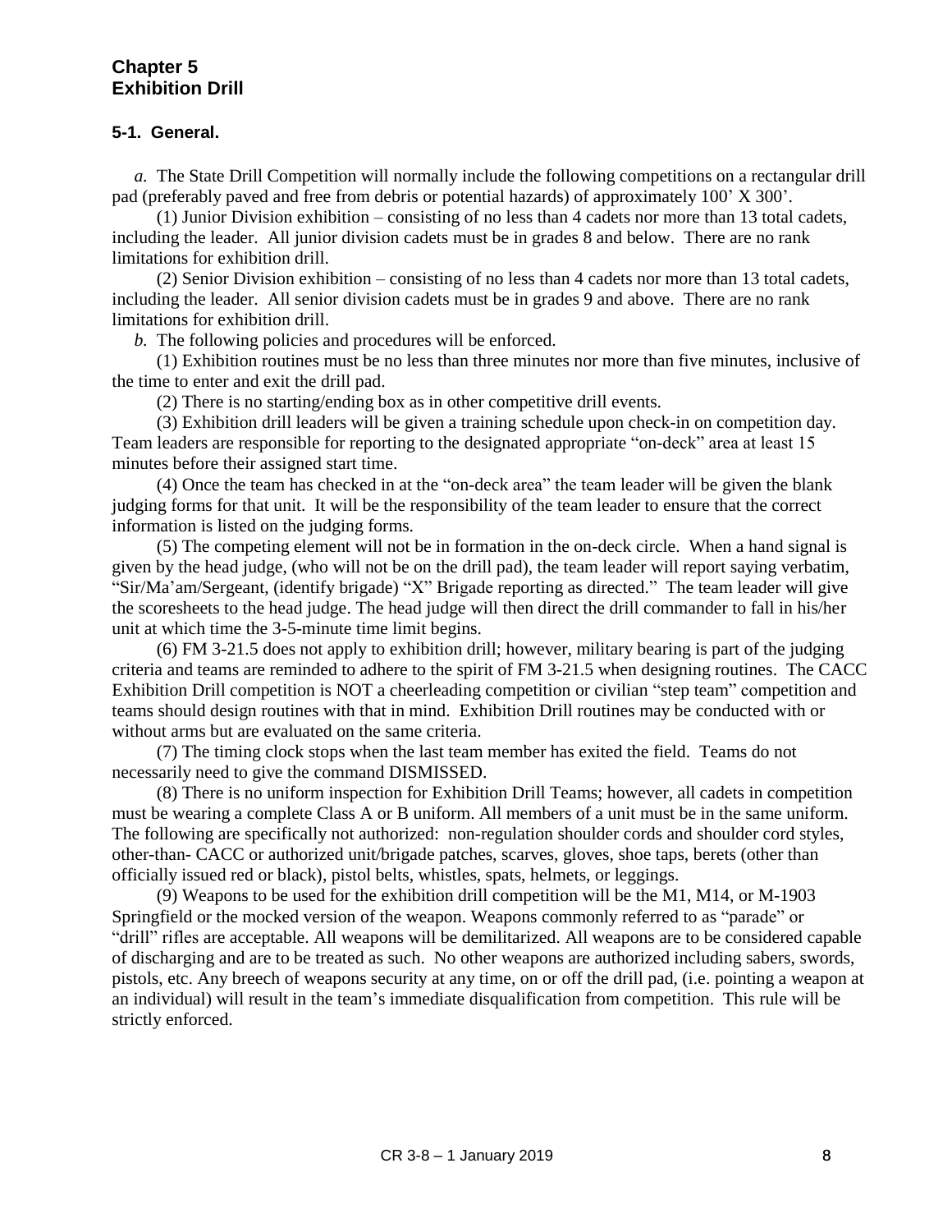## Chapter 5
## Exhibition Drill

### 5-1. General.

*a.* The State Drill Competition will normally include the following competitions on a rectangular drill pad (preferably paved and free from debris or potential hazards) of approximately 100' X 300'.

(1) Junior Division exhibition – consisting of no less than 4 cadets nor more than 13 total cadets, including the leader. All junior division cadets must be in grades 8 and below. There are no rank limitations for exhibition drill.

(2) Senior Division exhibition – consisting of no less than 4 cadets nor more than 13 total cadets, including the leader. All senior division cadets must be in grades 9 and above. There are no rank limitations for exhibition drill.

*b.* The following policies and procedures will be enforced.

(1) Exhibition routines must be no less than three minutes nor more than five minutes, inclusive of the time to enter and exit the drill pad.

(2) There is no starting/ending box as in other competitive drill events.

(3) Exhibition drill leaders will be given a training schedule upon check-in on competition day. Team leaders are responsible for reporting to the designated appropriate "on-deck" area at least 15 minutes before their assigned start time.

(4) Once the team has checked in at the "on-deck area" the team leader will be given the blank judging forms for that unit. It will be the responsibility of the team leader to ensure that the correct information is listed on the judging forms.

(5) The competing element will not be in formation in the on-deck circle. When a hand signal is given by the head judge, (who will not be on the drill pad), the team leader will report saying verbatim, "Sir/Ma'am/Sergeant, (identify brigade) "X" Brigade reporting as directed." The team leader will give the scoresheets to the head judge. The head judge will then direct the drill commander to fall in his/her unit at which time the 3-5-minute time limit begins.

(6) FM 3-21.5 does not apply to exhibition drill; however, military bearing is part of the judging criteria and teams are reminded to adhere to the spirit of FM 3-21.5 when designing routines. The CACC Exhibition Drill competition is NOT a cheerleading competition or civilian "step team" competition and teams should design routines with that in mind. Exhibition Drill routines may be conducted with or without arms but are evaluated on the same criteria.

(7) The timing clock stops when the last team member has exited the field. Teams do not necessarily need to give the command DISMISSED.

(8) There is no uniform inspection for Exhibition Drill Teams; however, all cadets in competition must be wearing a complete Class A or B uniform. All members of a unit must be in the same uniform. The following are specifically not authorized: non-regulation shoulder cords and shoulder cord styles, other-than- CACC or authorized unit/brigade patches, scarves, gloves, shoe taps, berets (other than officially issued red or black), pistol belts, whistles, spats, helmets, or leggings.

(9) Weapons to be used for the exhibition drill competition will be the M1, M14, or M-1903 Springfield or the mocked version of the weapon. Weapons commonly referred to as "parade" or "drill" rifles are acceptable. All weapons will be demilitarized. All weapons are to be considered capable of discharging and are to be treated as such. No other weapons are authorized including sabers, swords, pistols, etc. Any breech of weapons security at any time, on or off the drill pad, (i.e. pointing a weapon at an individual) will result in the team's immediate disqualification from competition. This rule will be strictly enforced.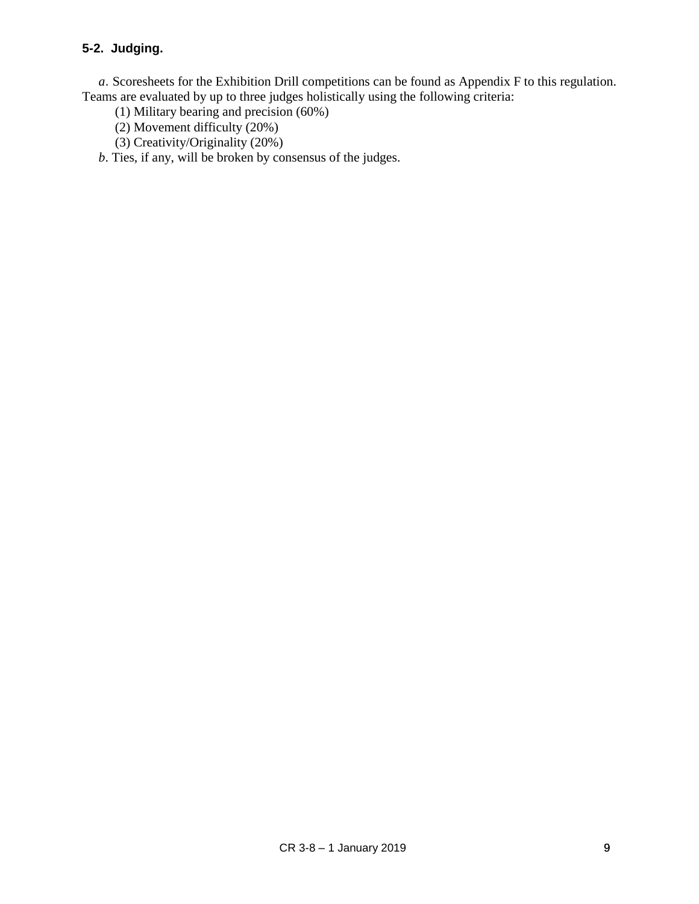### 5-2. Judging.

*a*. Scoresheets for the Exhibition Drill competitions can be found as Appendix F to this regulation. Teams are evaluated by up to three judges holistically using the following criteria:

(1) Military bearing and precision (60%)

(2) Movement difficulty (20%)

(3) Creativity/Originality (20%)

*b*. Ties, if any, will be broken by consensus of the judges.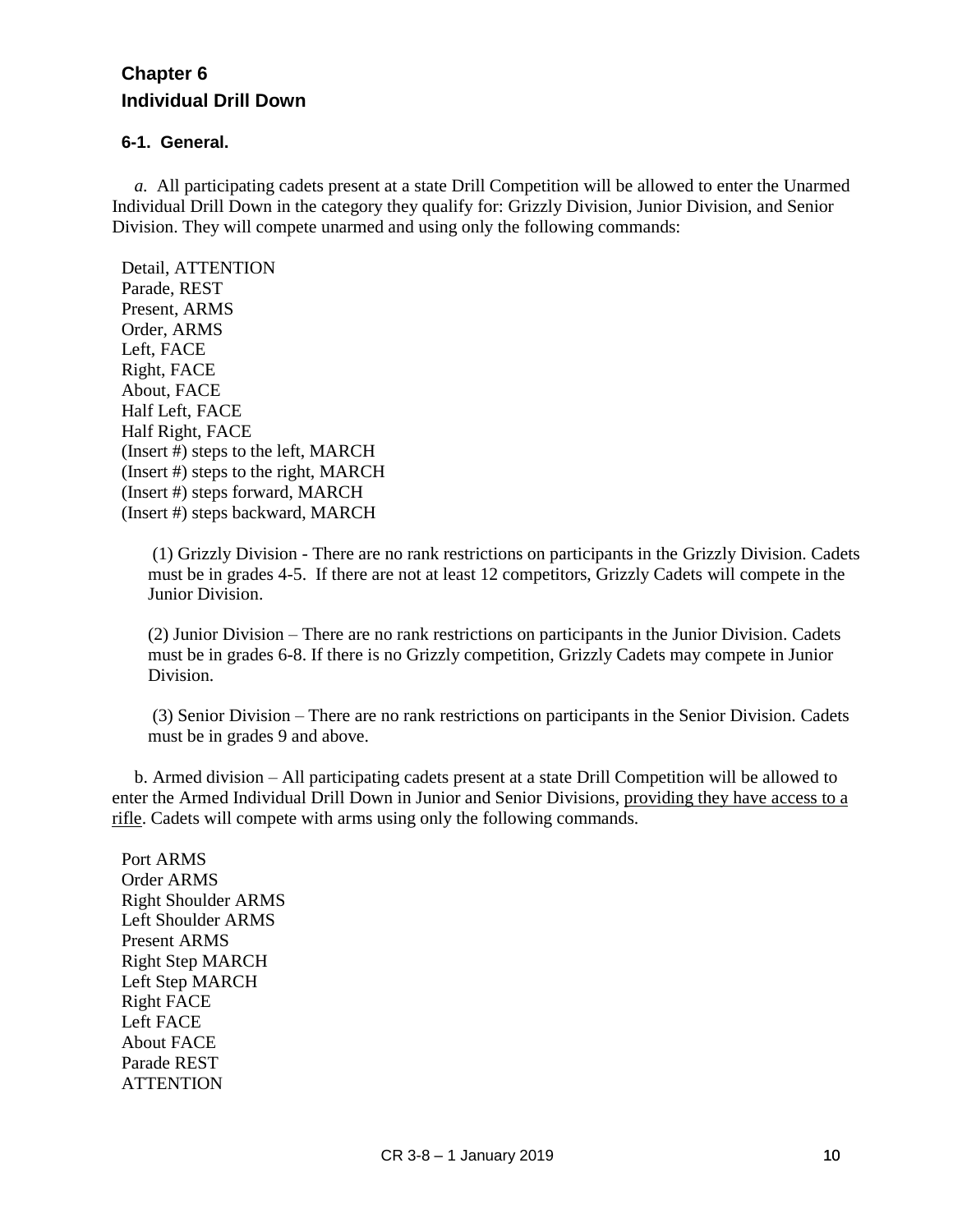# Chapter 6
# Individual Drill Down

### 6-1. General.

*a.* All participating cadets present at a state Drill Competition will be allowed to enter the Unarmed Individual Drill Down in the category they qualify for: Grizzly Division, Junior Division, and Senior Division. They will compete unarmed and using only the following commands:

Detail, ATTENTION
Parade, REST
Present, ARMS
Order, ARMS
Left, FACE
Right, FACE
About, FACE
Half Left, FACE
Half Right, FACE
(Insert #) steps to the left, MARCH
(Insert #) steps to the right, MARCH
(Insert #) steps forward, MARCH
(Insert #) steps backward, MARCH

(1) Grizzly Division - There are no rank restrictions on participants in the Grizzly Division. Cadets must be in grades 4-5. If there are not at least 12 competitors, Grizzly Cadets will compete in the Junior Division.

(2) Junior Division – There are no rank restrictions on participants in the Junior Division. Cadets must be in grades 6-8. If there is no Grizzly competition, Grizzly Cadets may compete in Junior Division.

(3) Senior Division – There are no rank restrictions on participants in the Senior Division. Cadets must be in grades 9 and above.

b. Armed division – All participating cadets present at a state Drill Competition will be allowed to enter the Armed Individual Drill Down in Junior and Senior Divisions, providing they have access to a rifle. Cadets will compete with arms using only the following commands.

Port ARMS
Order ARMS
Right Shoulder ARMS
Left Shoulder ARMS
Present ARMS
Right Step MARCH
Left Step MARCH
Right FACE
Left FACE
About FACE
Parade REST
ATTENTION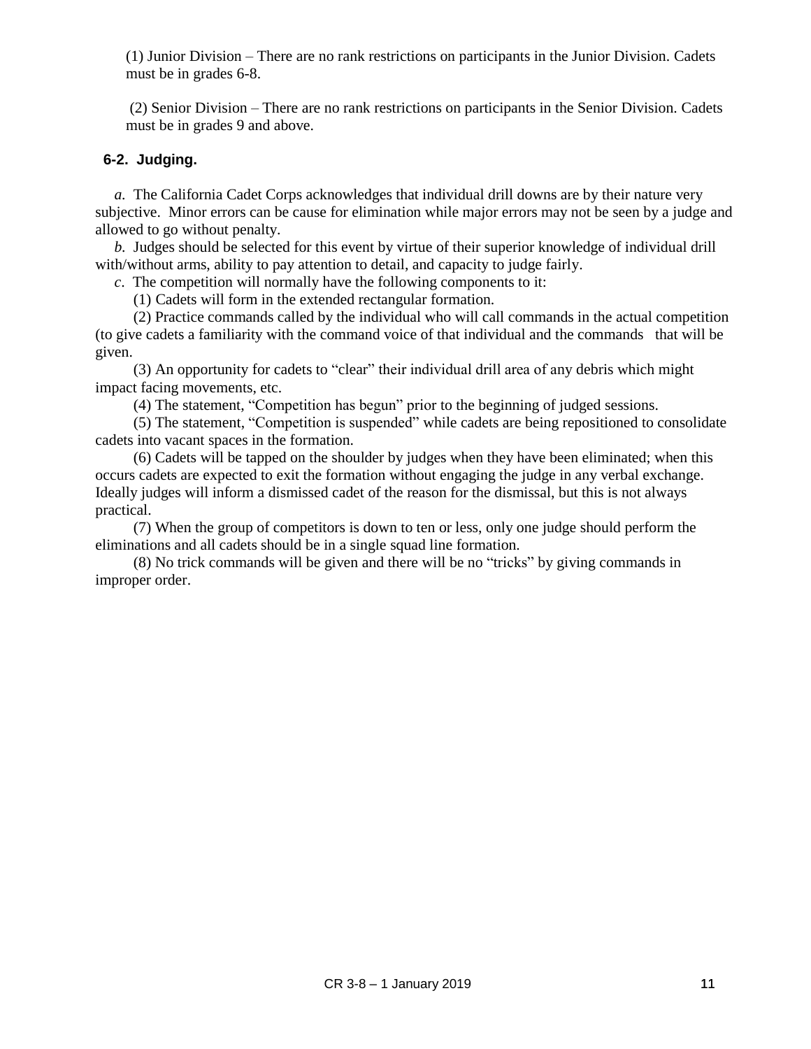(1) Junior Division – There are no rank restrictions on participants in the Junior Division. Cadets must be in grades 6-8.

(2) Senior Division – There are no rank restrictions on participants in the Senior Division. Cadets must be in grades 9 and above.

**6-2. Judging.**

*a.* The California Cadet Corps acknowledges that individual drill downs are by their nature very subjective. Minor errors can be cause for elimination while major errors may not be seen by a judge and allowed to go without penalty.

*b.* Judges should be selected for this event by virtue of their superior knowledge of individual drill with/without arms, ability to pay attention to detail, and capacity to judge fairly.

*c*. The competition will normally have the following components to it:

(1) Cadets will form in the extended rectangular formation.

(2) Practice commands called by the individual who will call commands in the actual competition (to give cadets a familiarity with the command voice of that individual and the commands that will be given.

(3) An opportunity for cadets to "clear" their individual drill area of any debris which might impact facing movements, etc.

(4) The statement, "Competition has begun" prior to the beginning of judged sessions.

(5) The statement, "Competition is suspended" while cadets are being repositioned to consolidate cadets into vacant spaces in the formation.

(6) Cadets will be tapped on the shoulder by judges when they have been eliminated; when this occurs cadets are expected to exit the formation without engaging the judge in any verbal exchange. Ideally judges will inform a dismissed cadet of the reason for the dismissal, but this is not always practical.

(7) When the group of competitors is down to ten or less, only one judge should perform the eliminations and all cadets should be in a single squad line formation.

(8) No trick commands will be given and there will be no "tricks" by giving commands in improper order.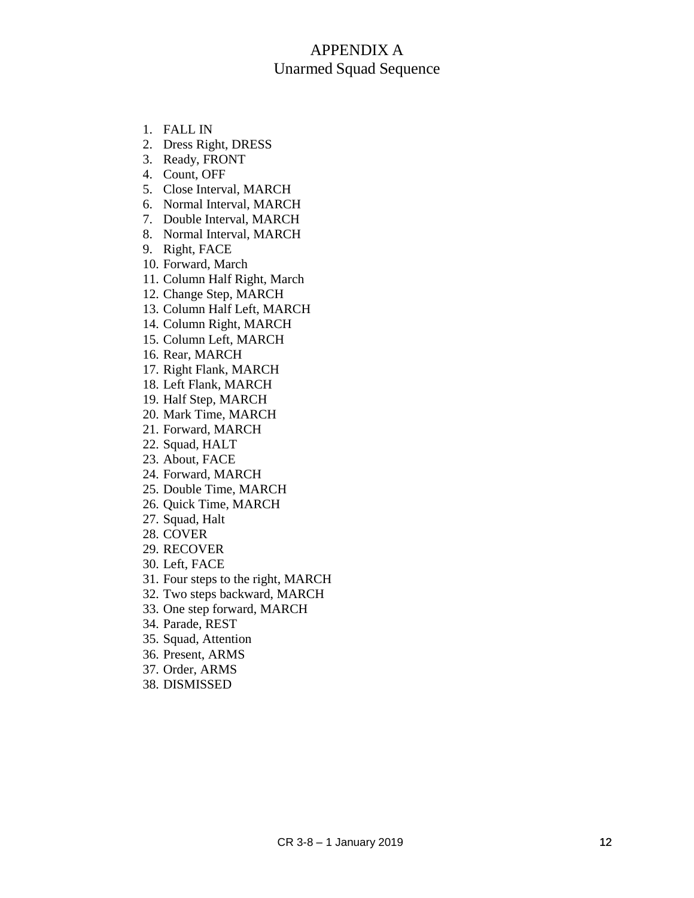# APPENDIX A
## Unarmed Squad Sequence

1. FALL IN
2. Dress Right, DRESS
3. Ready, FRONT
4. Count, OFF
5. Close Interval, MARCH
6. Normal Interval, MARCH
7. Double Interval, MARCH
8. Normal Interval, MARCH
9. Right, FACE
10. Forward, March
11. Column Half Right, March
12. Change Step, MARCH
13. Column Half Left, MARCH
14. Column Right, MARCH
15. Column Left, MARCH
16. Rear, MARCH
17. Right Flank, MARCH
18. Left Flank, MARCH
19. Half Step, MARCH
20. Mark Time, MARCH
21. Forward, MARCH
22. Squad, HALT
23. About, FACE
24. Forward, MARCH
25. Double Time, MARCH
26. Quick Time, MARCH
27. Squad, Halt
28. COVER
29. RECOVER
30. Left, FACE
31. Four steps to the right, MARCH
32. Two steps backward, MARCH
33. One step forward, MARCH
34. Parade, REST
35. Squad, Attention
36. Present, ARMS
37. Order, ARMS
38. DISMISSED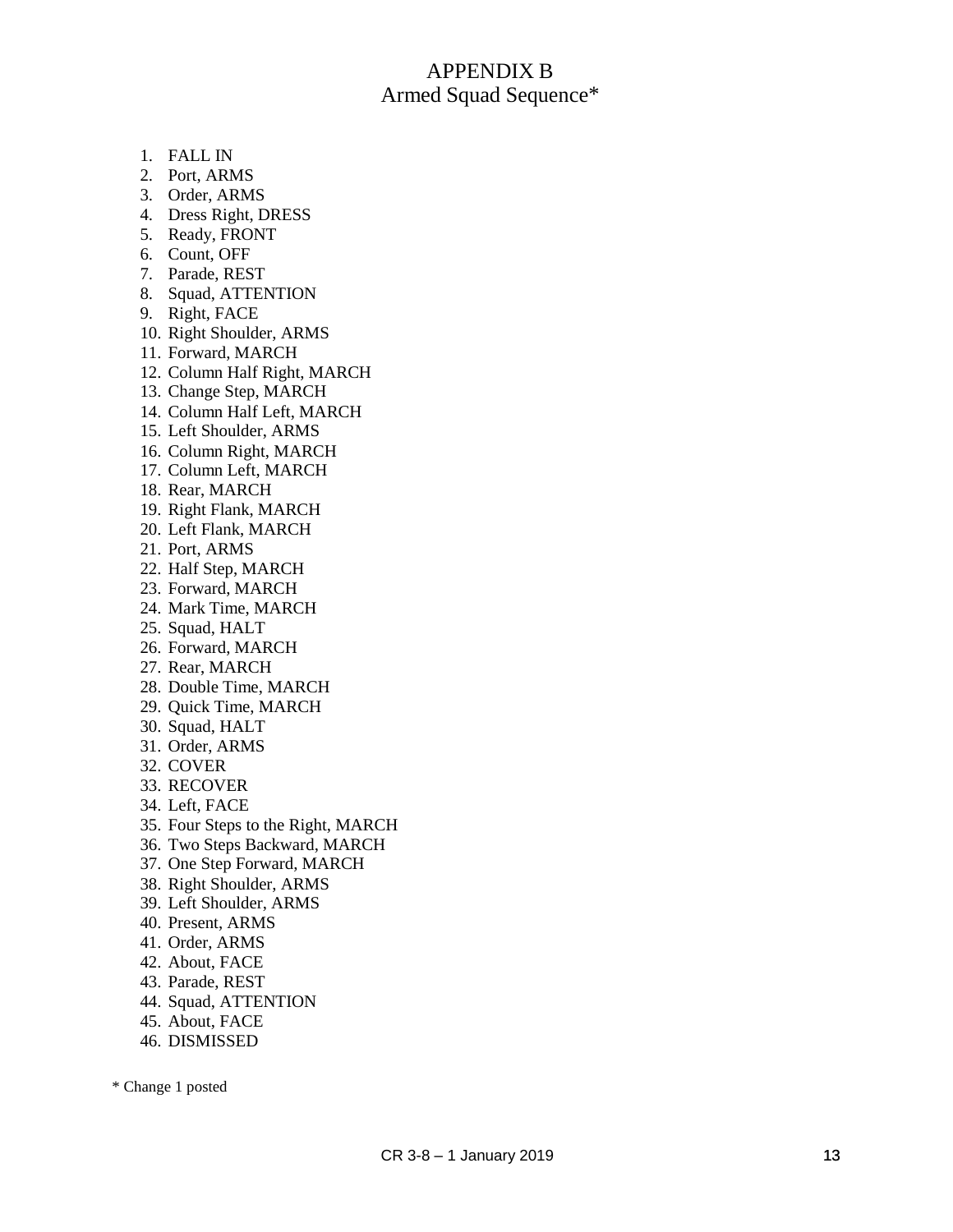# APPENDIX B
## Armed Squad Sequence*

1. FALL IN
2. Port, ARMS
3. Order, ARMS
4. Dress Right, DRESS
5. Ready, FRONT
6. Count, OFF
7. Parade, REST
8. Squad, ATTENTION
9. Right, FACE
10. Right Shoulder, ARMS
11. Forward, MARCH
12. Column Half Right, MARCH
13. Change Step, MARCH
14. Column Half Left, MARCH
15. Left Shoulder, ARMS
16. Column Right, MARCH
17. Column Left, MARCH
18. Rear, MARCH
19. Right Flank, MARCH
20. Left Flank, MARCH
21. Port, ARMS
22. Half Step, MARCH
23. Forward, MARCH
24. Mark Time, MARCH
25. Squad, HALT
26. Forward, MARCH
27. Rear, MARCH
28. Double Time, MARCH
29. Quick Time, MARCH
30. Squad, HALT
31. Order, ARMS
32. COVER
33. RECOVER
34. Left, FACE
35. Four Steps to the Right, MARCH
36. Two Steps Backward, MARCH
37. One Step Forward, MARCH
38. Right Shoulder, ARMS
39. Left Shoulder, ARMS
40. Present, ARMS
41. Order, ARMS
42. About, FACE
43. Parade, REST
44. Squad, ATTENTION
45. About, FACE
46. DISMISSED

* Change 1 posted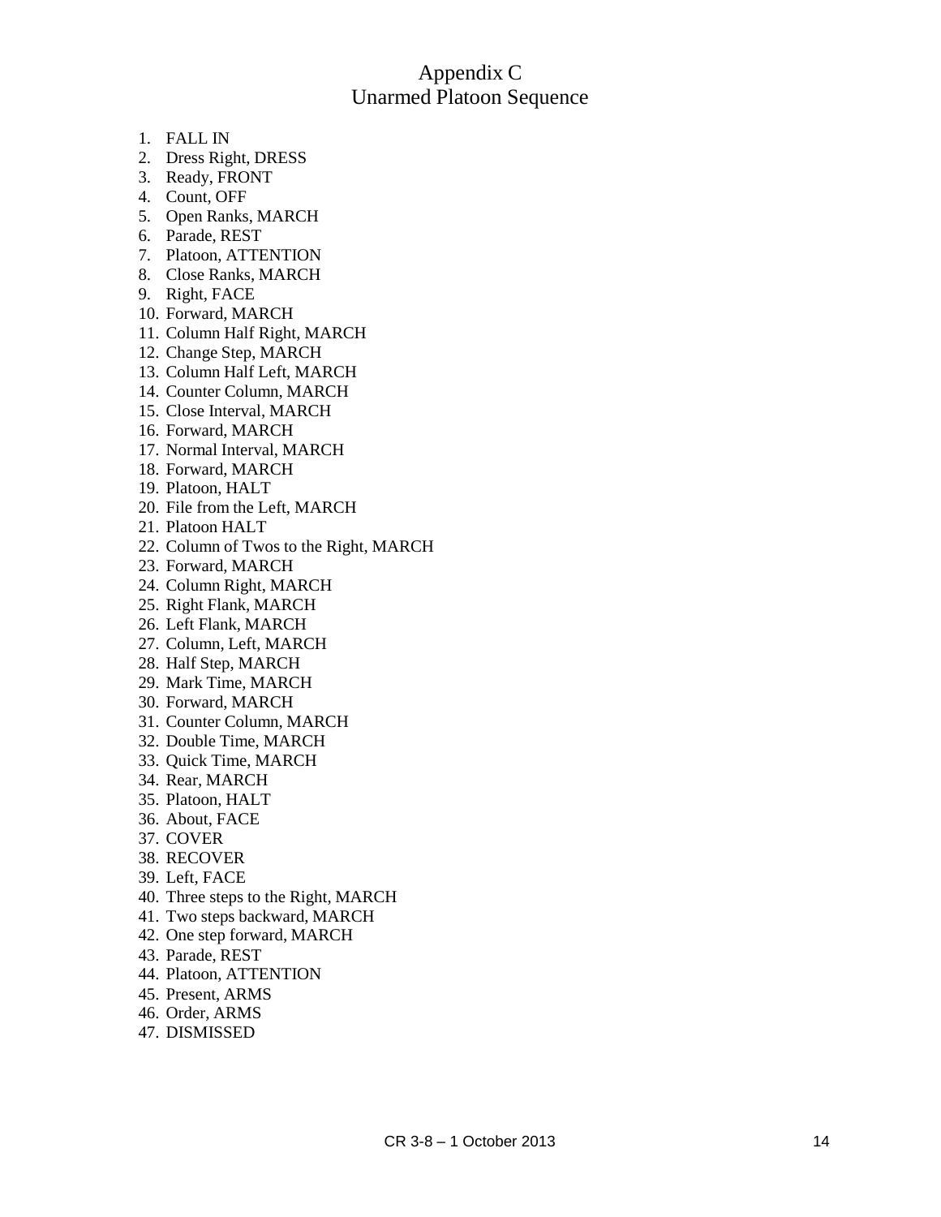# Appendix C
# Unarmed Platoon Sequence

1. FALL IN
2. Dress Right, DRESS
3. Ready, FRONT
4. Count, OFF
5. Open Ranks, MARCH
6. Parade, REST
7. Platoon, ATTENTION
8. Close Ranks, MARCH
9. Right, FACE
10. Forward, MARCH
11. Column Half Right, MARCH
12. Change Step, MARCH
13. Column Half Left, MARCH
14. Counter Column, MARCH
15. Close Interval, MARCH
16. Forward, MARCH
17. Normal Interval, MARCH
18. Forward, MARCH
19. Platoon, HALT
20. File from the Left, MARCH
21. Platoon HALT
22. Column of Twos to the Right, MARCH
23. Forward, MARCH
24. Column Right, MARCH
25. Right Flank, MARCH
26. Left Flank, MARCH
27. Column, Left, MARCH
28. Half Step, MARCH
29. Mark Time, MARCH
30. Forward, MARCH
31. Counter Column, MARCH
32. Double Time, MARCH
33. Quick Time, MARCH
34. Rear, MARCH
35. Platoon, HALT
36. About, FACE
37. COVER
38. RECOVER
39. Left, FACE
40. Three steps to the Right, MARCH
41. Two steps backward, MARCH
42. One step forward, MARCH
43. Parade, REST
44. Platoon, ATTENTION
45. Present, ARMS
46. Order, ARMS
47. DISMISSED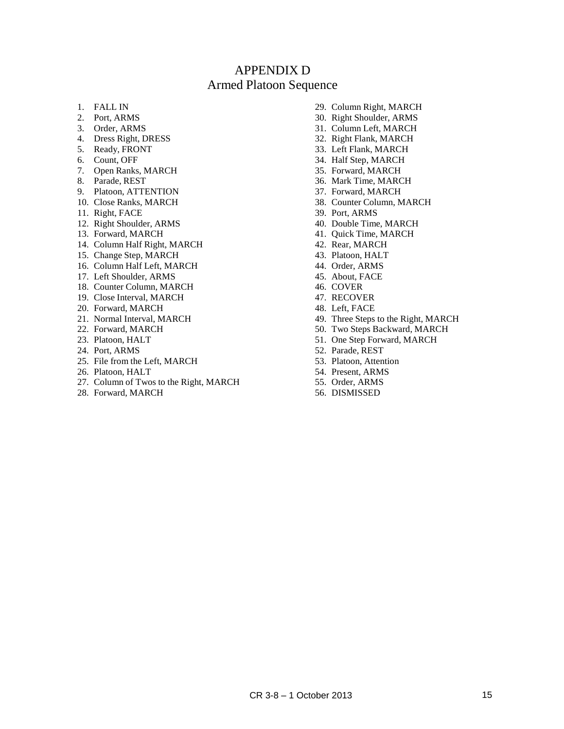# APPENDIX D
## Armed Platoon Sequence

1. FALL IN
2. Port, ARMS
3. Order, ARMS
4. Dress Right, DRESS
5. Ready, FRONT
6. Count, OFF
7. Open Ranks, MARCH
8. Parade, REST
9. Platoon, ATTENTION
10. Close Ranks, MARCH
11. Right, FACE
12. Right Shoulder, ARMS
13. Forward, MARCH
14. Column Half Right, MARCH
15. Change Step, MARCH
16. Column Half Left, MARCH
17. Left Shoulder, ARMS
18. Counter Column, MARCH
19. Close Interval, MARCH
20. Forward, MARCH
21. Normal Interval, MARCH
22. Forward, MARCH
23. Platoon, HALT
24. Port, ARMS
25. File from the Left, MARCH
26. Platoon, HALT
27. Column of Twos to the Right, MARCH
28. Forward, MARCH
29. Column Right, MARCH
30. Right Shoulder, ARMS
31. Column Left, MARCH
32. Right Flank, MARCH
33. Left Flank, MARCH
34. Half Step, MARCH
35. Forward, MARCH
36. Mark Time, MARCH
37. Forward, MARCH
38. Counter Column, MARCH
39. Port, ARMS
40. Double Time, MARCH
41. Quick Time, MARCH
42. Rear, MARCH
43. Platoon, HALT
44. Order, ARMS
45. About, FACE
46. COVER
47. RECOVER
48. Left, FACE
49. Three Steps to the Right, MARCH
50. Two Steps Backward, MARCH
51. One Step Forward, MARCH
52. Parade, REST
53. Platoon, Attention
54. Present, ARMS
55. Order, ARMS
56. DISMISSED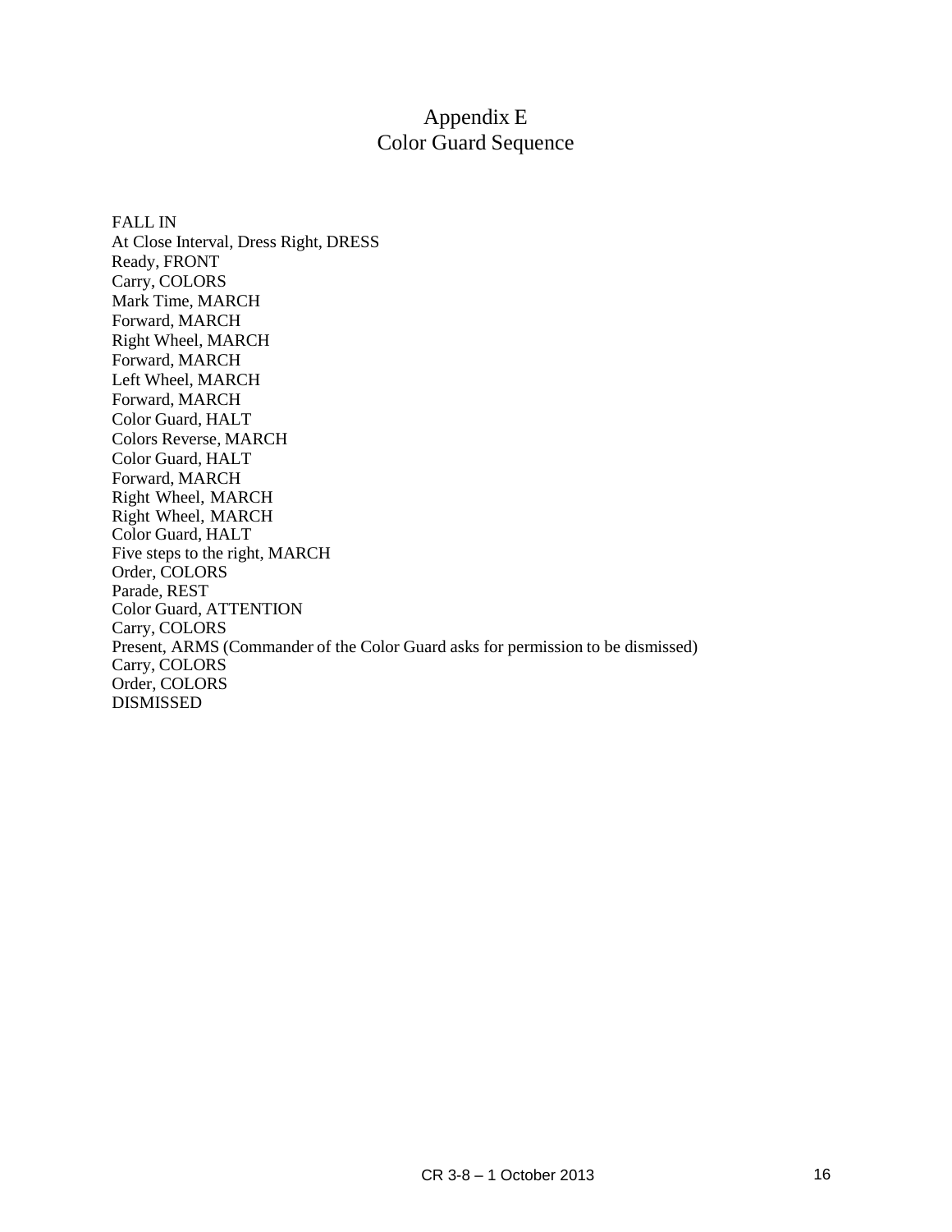# Appendix E
# Color Guard Sequence

FALL IN
At Close Interval, Dress Right, DRESS
Ready, FRONT
Carry, COLORS
Mark Time, MARCH
Forward, MARCH
Right Wheel, MARCH
Forward, MARCH
Left Wheel, MARCH
Forward, MARCH
Color Guard, HALT
Colors Reverse, MARCH
Color Guard, HALT
Forward, MARCH
Right Wheel, MARCH
Right Wheel, MARCH
Color Guard, HALT
Five steps to the right, MARCH
Order, COLORS
Parade, REST
Color Guard, ATTENTION
Carry, COLORS
Present, ARMS (Commander of the Color Guard asks for permission to be dismissed)
Carry, COLORS
Order, COLORS
DISMISSED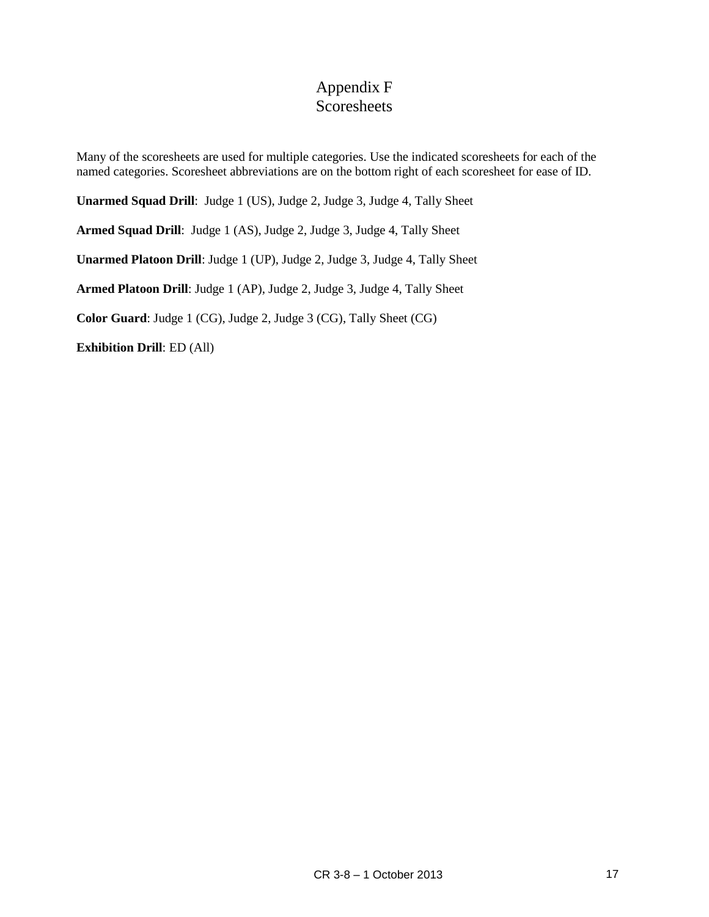# Appendix F
# Scoresheets

Many of the scoresheets are used for multiple categories. Use the indicated scoresheets for each of the named categories. Scoresheet abbreviations are on the bottom right of each scoresheet for ease of ID.

**Unarmed Squad Drill**: Judge 1 (US), Judge 2, Judge 3, Judge 4, Tally Sheet

**Armed Squad Drill**: Judge 1 (AS), Judge 2, Judge 3, Judge 4, Tally Sheet

**Unarmed Platoon Drill**: Judge 1 (UP), Judge 2, Judge 3, Judge 4, Tally Sheet

**Armed Platoon Drill**: Judge 1 (AP), Judge 2, Judge 3, Judge 4, Tally Sheet

**Color Guard**: Judge 1 (CG), Judge 2, Judge 3 (CG), Tally Sheet (CG)

**Exhibition Drill**: ED (All)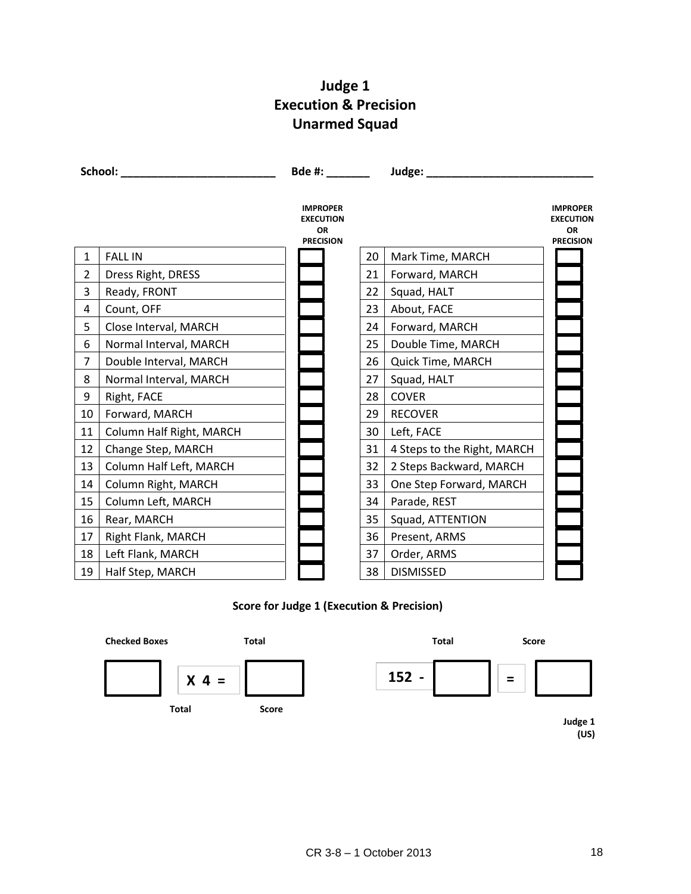# Judge 1
# Execution & Precision
# Unarmed Squad

**School:** ___________________________ **Bde #:** _______ **Judge:** ____________________________

| # | Command | IMPROPER EXECUTION OR PRECISION | # | Command | IMPROPER EXECUTION OR PRECISION |
|---|---|---|---|---|---|
| 1 | FALL IN | ☐ | 20 | Mark Time, MARCH | ☐ |
| 2 | Dress Right, DRESS | ☐ | 21 | Forward, MARCH | ☐ |
| 3 | Ready, FRONT | ☐ | 22 | Squad, HALT | ☐ |
| 4 | Count, OFF | ☐ | 23 | About, FACE | ☐ |
| 5 | Close Interval, MARCH | ☐ | 24 | Forward, MARCH | ☐ |
| 6 | Normal Interval, MARCH | ☐ | 25 | Double Time, MARCH | ☐ |
| 7 | Double Interval, MARCH | ☐ | 26 | Quick Time, MARCH | ☐ |
| 8 | Normal Interval, MARCH | ☐ | 27 | Squad, HALT | ☐ |
| 9 | Right, FACE | ☐ | 28 | COVER | ☐ |
| 10 | Forward, MARCH | ☐ | 29 | RECOVER | ☐ |
| 11 | Column Half Right, MARCH | ☐ | 30 | Left, FACE | ☐ |
| 12 | Change Step, MARCH | ☐ | 31 | 4 Steps to the Right, MARCH | ☐ |
| 13 | Column Half Left, MARCH | ☐ | 32 | 2 Steps Backward, MARCH | ☐ |
| 14 | Column Right, MARCH | ☐ | 33 | One Step Forward, MARCH | ☐ |
| 15 | Column Left, MARCH | ☐ | 34 | Parade, REST | ☐ |
| 16 | Rear, MARCH | ☐ | 35 | Squad, ATTENTION | ☐ |
| 17 | Right Flank, MARCH | ☐ | 36 | Present, ARMS | ☐ |
| 18 | Left Flank, MARCH | ☐ | 37 | Order, ARMS | ☐ |
| 19 | Half Step, MARCH | ☐ | 38 | DISMISSED | ☐ |

**Score for Judge 1 (Execution & Precision)**

| Checked Boxes Total | | Total Score | | Total | | Score |
|---|---|---|---|---|---|---|
| ☐ | **X 4 =** | ☐ | **152 -** | ☐ | **=** | ☐ |

**Judge 1 (US)**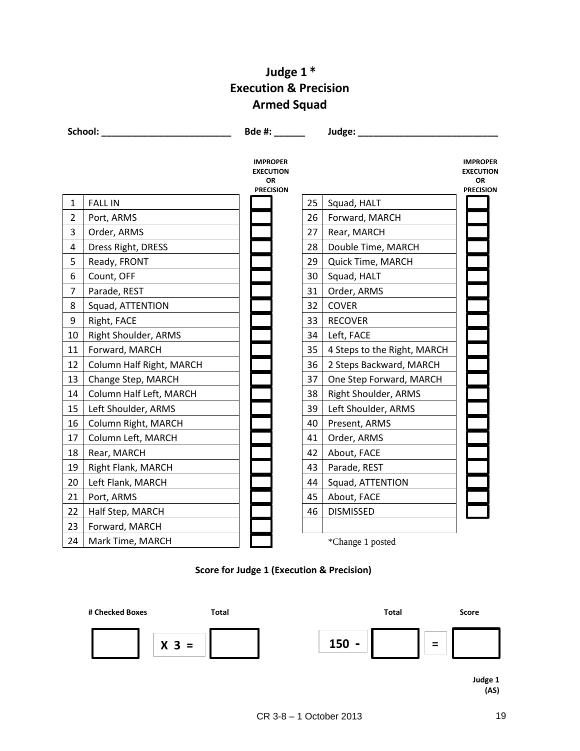# Judge 1 *
# Execution & Precision
# Armed Squad

**School: _________________________ Bde #: ______ Judge: ___________________________**

| # | Command | IMPROPER EXECUTION OR PRECISION | # | Command | IMPROPER EXECUTION OR PRECISION |
|---|---|---|---|---|---|
| 1 | FALL IN | ☐ | 25 | Squad, HALT | ☐ |
| 2 | Port, ARMS | ☐ | 26 | Forward, MARCH | ☐ |
| 3 | Order, ARMS | ☐ | 27 | Rear, MARCH | ☐ |
| 4 | Dress Right, DRESS | ☐ | 28 | Double Time, MARCH | ☐ |
| 5 | Ready, FRONT | ☐ | 29 | Quick Time, MARCH | ☐ |
| 6 | Count, OFF | ☐ | 30 | Squad, HALT | ☐ |
| 7 | Parade, REST | ☐ | 31 | Order, ARMS | ☐ |
| 8 | Squad, ATTENTION | ☐ | 32 | COVER | ☐ |
| 9 | Right, FACE | ☐ | 33 | RECOVER | ☐ |
| 10 | Right Shoulder, ARMS | ☐ | 34 | Left, FACE | ☐ |
| 11 | Forward, MARCH | ☐ | 35 | 4 Steps to the Right, MARCH | ☐ |
| 12 | Column Half Right, MARCH | ☐ | 36 | 2 Steps Backward, MARCH | ☐ |
| 13 | Change Step, MARCH | ☐ | 37 | One Step Forward, MARCH | ☐ |
| 14 | Column Half Left, MARCH | ☐ | 38 | Right Shoulder, ARMS | ☐ |
| 15 | Left Shoulder, ARMS | ☐ | 39 | Left Shoulder, ARMS | ☐ |
| 16 | Column Right, MARCH | ☐ | 40 | Present, ARMS | ☐ |
| 17 | Column Left, MARCH | ☐ | 41 | Order, ARMS | ☐ |
| 18 | Rear, MARCH | ☐ | 42 | About, FACE | ☐ |
| 19 | Right Flank, MARCH | ☐ | 43 | Parade, REST | ☐ |
| 20 | Left Flank, MARCH | ☐ | 44 | Squad, ATTENTION | ☐ |
| 21 | Port, ARMS | ☐ | 45 | About, FACE | ☐ |
| 22 | Half Step, MARCH | ☐ | 46 | DISMISSED | ☐ |
| 23 | Forward, MARCH | ☐ | | | |
| 24 | Mark Time, MARCH | ☐ | | | |

*Change 1 posted

**Score for Judge 1 (Execution & Precision)**

| # Checked Boxes | | Total | | Total | | Score |
|---|---|---|---|---|---|---|
| ☐ | **X 3 =** | ☐ | **150 -** | ☐ | **=** | ☐ |

**Judge 1 (AS)**

CR 3-8 – 1 October 2013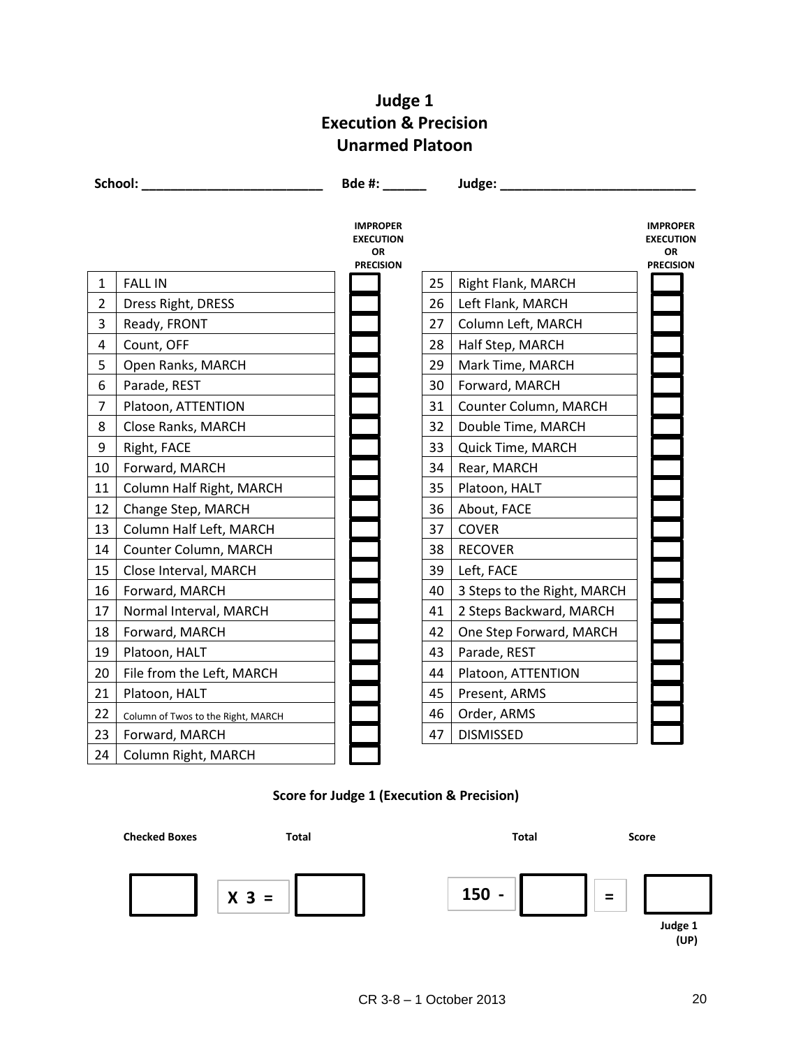# Judge 1
## Execution & Precision
## Unarmed Platoon

**School:** _________________________ **Bde #:** ______ **Judge:** ___________________________

| # | Command | IMPROPER EXECUTION OR PRECISION |
|---|---|---|
| 1 | FALL IN | ☐ |
| 2 | Dress Right, DRESS | ☐ |
| 3 | Ready, FRONT | ☐ |
| 4 | Count, OFF | ☐ |
| 5 | Open Ranks, MARCH | ☐ |
| 6 | Parade, REST | ☐ |
| 7 | Platoon, ATTENTION | ☐ |
| 8 | Close Ranks, MARCH | ☐ |
| 9 | Right, FACE | ☐ |
| 10 | Forward, MARCH | ☐ |
| 11 | Column Half Right, MARCH | ☐ |
| 12 | Change Step, MARCH | ☐ |
| 13 | Column Half Left, MARCH | ☐ |
| 14 | Counter Column, MARCH | ☐ |
| 15 | Close Interval, MARCH | ☐ |
| 16 | Forward, MARCH | ☐ |
| 17 | Normal Interval, MARCH | ☐ |
| 18 | Forward, MARCH | ☐ |
| 19 | Platoon, HALT | ☐ |
| 20 | File from the Left, MARCH | ☐ |
| 21 | Platoon, HALT | ☐ |
| 22 | Column of Twos to the Right, MARCH | ☐ |
| 23 | Forward, MARCH | ☐ |
| 24 | Column Right, MARCH | ☐ |
| 25 | Right Flank, MARCH | ☐ |
| 26 | Left Flank, MARCH | ☐ |
| 27 | Column Left, MARCH | ☐ |
| 28 | Half Step, MARCH | ☐ |
| 29 | Mark Time, MARCH | ☐ |
| 30 | Forward, MARCH | ☐ |
| 31 | Counter Column, MARCH | ☐ |
| 32 | Double Time, MARCH | ☐ |
| 33 | Quick Time, MARCH | ☐ |
| 34 | Rear, MARCH | ☐ |
| 35 | Platoon, HALT | ☐ |
| 36 | About, FACE | ☐ |
| 37 | COVER | ☐ |
| 38 | RECOVER | ☐ |
| 39 | Left, FACE | ☐ |
| 40 | 3 Steps to the Right, MARCH | ☐ |
| 41 | 2 Steps Backward, MARCH | ☐ |
| 42 | One Step Forward, MARCH | ☐ |
| 43 | Parade, REST | ☐ |
| 44 | Platoon, ATTENTION | ☐ |
| 45 | Present, ARMS | ☐ |
| 46 | Order, ARMS | ☐ |
| 47 | DISMISSED | ☐ |

**Score for Judge 1 (Execution & Precision)**

| Checked Boxes | | Total | | Total | | Score |
|---|---|---|---|---|---|---|
| ☐ | **X 3 =** | ☐ | **150 -** | ☐ | **=** | ☐ |

**Judge 1 (UP)**

CR 3-8 – 1 October 2013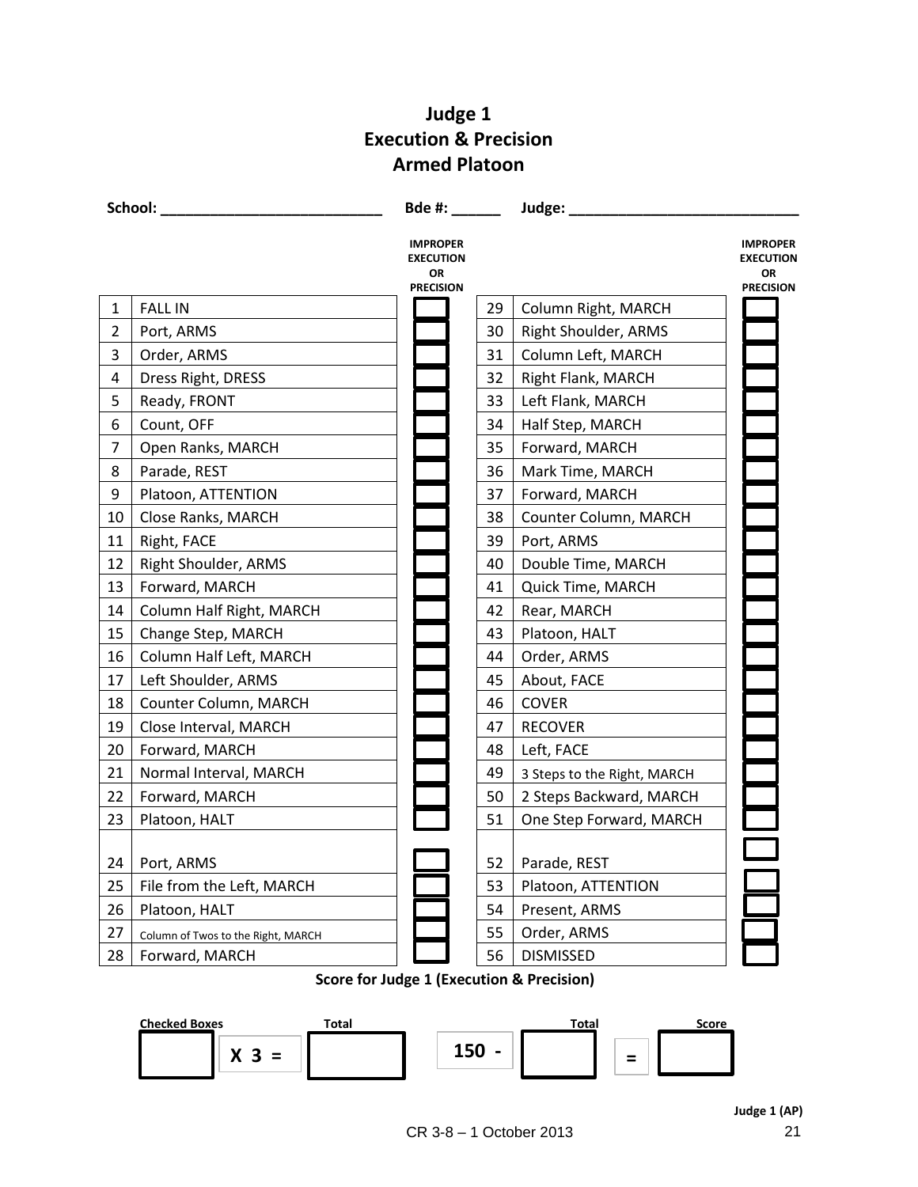# Judge 1
## Execution & Precision
## Armed Platoon

**School:** ___________________________ **Bde #:** ______ **Judge:** ____________________________

| # | Command | IMPROPER EXECUTION OR PRECISION | # | Command | IMPROPER EXECUTION OR PRECISION |
|---|---|---|---|---|---|
| 1 | FALL IN | | 29 | Column Right, MARCH | |
| 2 | Port, ARMS | | 30 | Right Shoulder, ARMS | |
| 3 | Order, ARMS | | 31 | Column Left, MARCH | |
| 4 | Dress Right, DRESS | | 32 | Right Flank, MARCH | |
| 5 | Ready, FRONT | | 33 | Left Flank, MARCH | |
| 6 | Count, OFF | | 34 | Half Step, MARCH | |
| 7 | Open Ranks, MARCH | | 35 | Forward, MARCH | |
| 8 | Parade, REST | | 36 | Mark Time, MARCH | |
| 9 | Platoon, ATTENTION | | 37 | Forward, MARCH | |
| 10 | Close Ranks, MARCH | | 38 | Counter Column, MARCH | |
| 11 | Right, FACE | | 39 | Port, ARMS | |
| 12 | Right Shoulder, ARMS | | 40 | Double Time, MARCH | |
| 13 | Forward, MARCH | | 41 | Quick Time, MARCH | |
| 14 | Column Half Right, MARCH | | 42 | Rear, MARCH | |
| 15 | Change Step, MARCH | | 43 | Platoon, HALT | |
| 16 | Column Half Left, MARCH | | 44 | Order, ARMS | |
| 17 | Left Shoulder, ARMS | | 45 | About, FACE | |
| 18 | Counter Column, MARCH | | 46 | COVER | |
| 19 | Close Interval, MARCH | | 47 | RECOVER | |
| 20 | Forward, MARCH | | 48 | Left, FACE | |
| 21 | Normal Interval, MARCH | | 49 | 3 Steps to the Right, MARCH | |
| 22 | Forward, MARCH | | 50 | 2 Steps Backward, MARCH | |
| 23 | Platoon, HALT | | 51 | One Step Forward, MARCH | |
| 24 | Port, ARMS | | 52 | Parade, REST | |
| 25 | File from the Left, MARCH | | 53 | Platoon, ATTENTION | |
| 26 | Platoon, HALT | | 54 | Present, ARMS | |
| 27 | Column of Twos to the Right, MARCH | | 55 | Order, ARMS | |
| 28 | Forward, MARCH | | 56 | DISMISSED | |

**Score for Judge 1 (Execution & Precision)**

| Checked Boxes | | Total | | Total | | Score |
|---|---|---|---|---|---|---|
| | X 3 = | | 150 - | | = | |

**Judge 1 (AP)**

CR 3-8 – 1 October 2013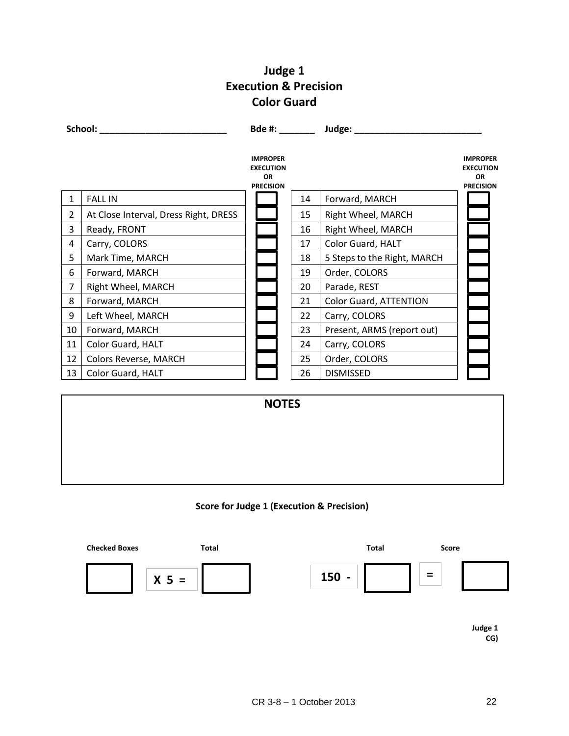# Judge 1
## Execution & Precision
## Color Guard

**School:** _________________________ **Bde #:** _______ **Judge:** _________________________

| # | Command | IMPROPER EXECUTION OR PRECISION | # | Command | IMPROPER EXECUTION OR PRECISION |
|---|---|---|---|---|---|
| 1 | FALL IN | ☐ | 14 | Forward, MARCH | ☐ |
| 2 | At Close Interval, Dress Right, DRESS | ☐ | 15 | Right Wheel, MARCH | ☐ |
| 3 | Ready, FRONT | ☐ | 16 | Right Wheel, MARCH | ☐ |
| 4 | Carry, COLORS | ☐ | 17 | Color Guard, HALT | ☐ |
| 5 | Mark Time, MARCH | ☐ | 18 | 5 Steps to the Right, MARCH | ☐ |
| 6 | Forward, MARCH | ☐ | 19 | Order, COLORS | ☐ |
| 7 | Right Wheel, MARCH | ☐ | 20 | Parade, REST | ☐ |
| 8 | Forward, MARCH | ☐ | 21 | Color Guard, ATTENTION | ☐ |
| 9 | Left Wheel, MARCH | ☐ | 22 | Carry, COLORS | ☐ |
| 10 | Forward, MARCH | ☐ | 23 | Present, ARMS (report out) | ☐ |
| 11 | Color Guard, HALT | ☐ | 24 | Carry, COLORS | ☐ |
| 12 | Colors Reverse, MARCH | ☐ | 25 | Order, COLORS | ☐ |
| 13 | Color Guard, HALT | ☐ | 26 | DISMISSED | ☐ |

**NOTES**

**Score for Judge 1 (Execution & Precision)**

| Checked Boxes | | Total | | Total | | Score |
|---|---|---|---|---|---|---|
| ☐ | X 5 = | ☐ | 150 - | ☐ | = | ☐ |

**Judge 1 CG)**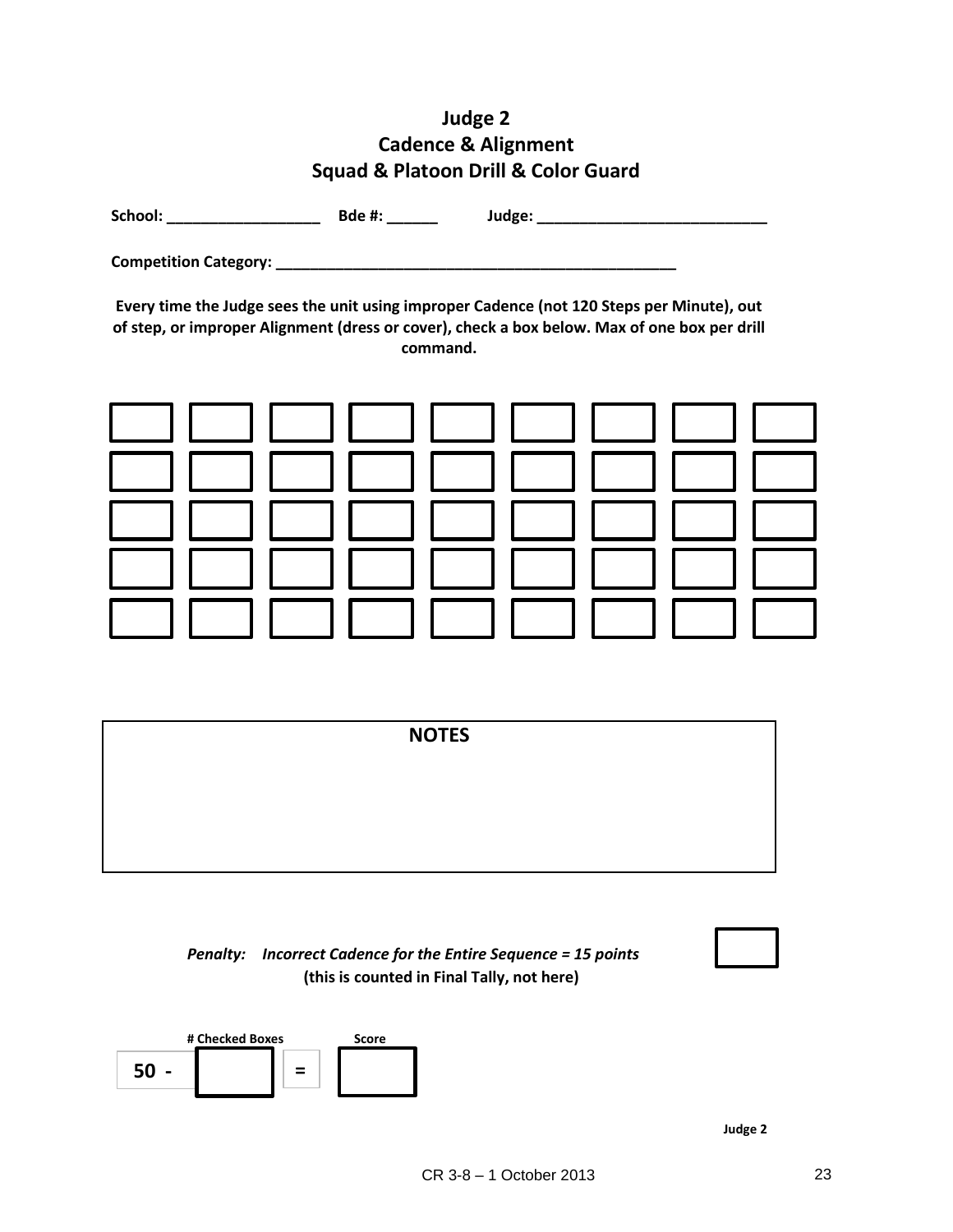# Judge 2
## Cadence & Alignment
## Squad & Platoon Drill & Color Guard

**School: ___________________ Bde #: ______ Judge: ____________________________**

**Competition Category: __________________________________________________**

**Every time the Judge sees the unit using improper Cadence (not 120 Steps per Minute), out of step, or improper Alignment (dress or cover), check a box below. Max of one box per drill command.**

| | | | | | | | | |
|---|---|---|---|---|---|---|---|---|
| ☐ | ☐ | ☐ | ☐ | ☐ | ☐ | ☐ | ☐ | ☐ |
| ☐ | ☐ | ☐ | ☐ | ☐ | ☐ | ☐ | ☐ | ☐ |
| ☐ | ☐ | ☐ | ☐ | ☐ | ☐ | ☐ | ☐ | ☐ |
| ☐ | ☐ | ☐ | ☐ | ☐ | ☐ | ☐ | ☐ | ☐ |
| ☐ | ☐ | ☐ | ☐ | ☐ | ☐ | ☐ | ☐ | ☐ |

**NOTES**

*Penalty: Incorrect Cadence for the Entire Sequence = 15 points* ☐
**(this is counted in Final Tally, not here)**

| | **# Checked Boxes** | | **Score** |
|---|---|---|---|
| **50 -** | | **=** | |

**Judge 2**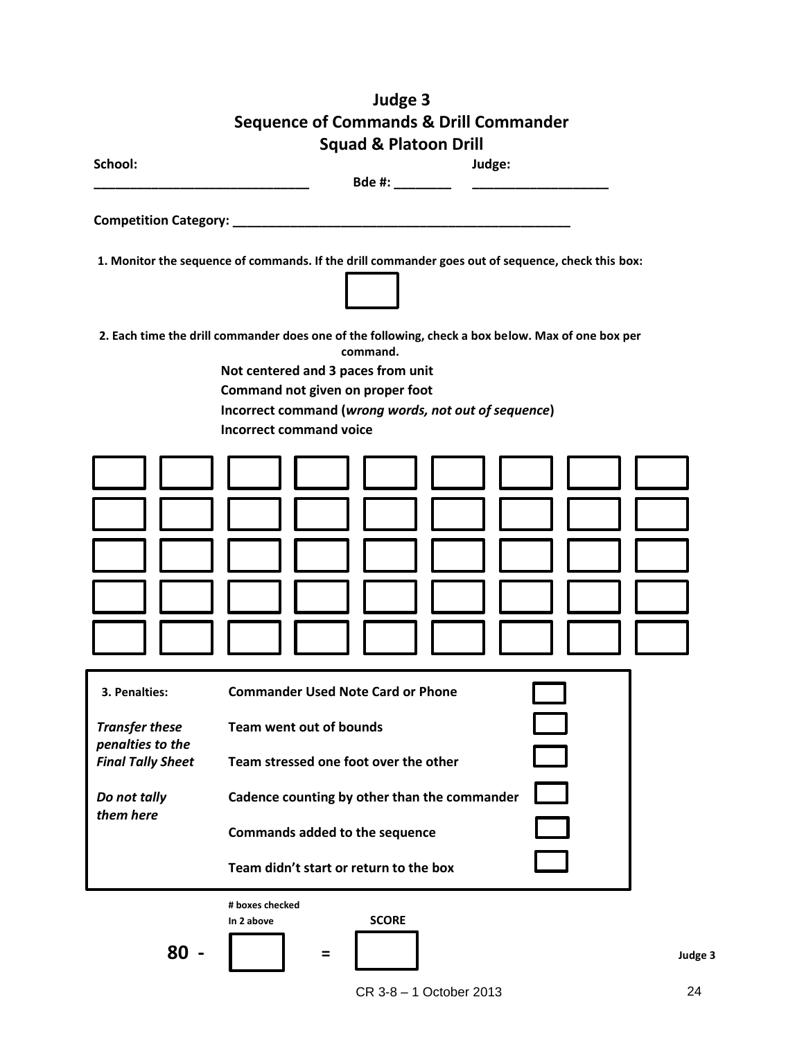# Judge 3

## Sequence of Commands & Drill Commander

## Squad & Platoon Drill

**School:** ______________________________ **Bde #:** ________ **Judge:** ___________________

**Competition Category:** _______________________________________________

**1. Monitor the sequence of commands. If the drill commander goes out of sequence, check this box:**

☐

**2. Each time the drill commander does one of the following, check a box below. Max of one box per command.**

- **Not centered and 3 paces from unit**
- **Command not given on proper foot**
- **Incorrect command (*wrong words, not out of sequence*)**
- **Incorrect command voice**

| | | | | | | | | |
|---|---|---|---|---|---|---|---|---|
| ☐ | ☐ | ☐ | ☐ | ☐ | ☐ | ☐ | ☐ | ☐ |
| ☐ | ☐ | ☐ | ☐ | ☐ | ☐ | ☐ | ☐ | ☐ |
| ☐ | ☐ | ☐ | ☐ | ☐ | ☐ | ☐ | ☐ | ☐ |
| ☐ | ☐ | ☐ | ☐ | ☐ | ☐ | ☐ | ☐ | ☐ |
| ☐ | ☐ | ☐ | ☐ | ☐ | ☐ | ☐ | ☐ | ☐ |

| **3. Penalties:** | **Commander Used Note Card or Phone** | ☐ |
|---|---|---|
| ***Transfer these penalties to the Final Tally Sheet*** | **Team went out of bounds** | ☐ |
| | **Team stressed one foot over the other** | ☐ |
| ***Do not tally them here*** | **Cadence counting by other than the commander** | ☐ |
| | **Commands added to the sequence** | ☐ |
| | **Team didn't start or return to the box** | ☐ |

**80 -** ☐ (# boxes checked In 2 above) **=** ☐ (**SCORE**) **Judge 3**

CR 3-8 – 1 October 2013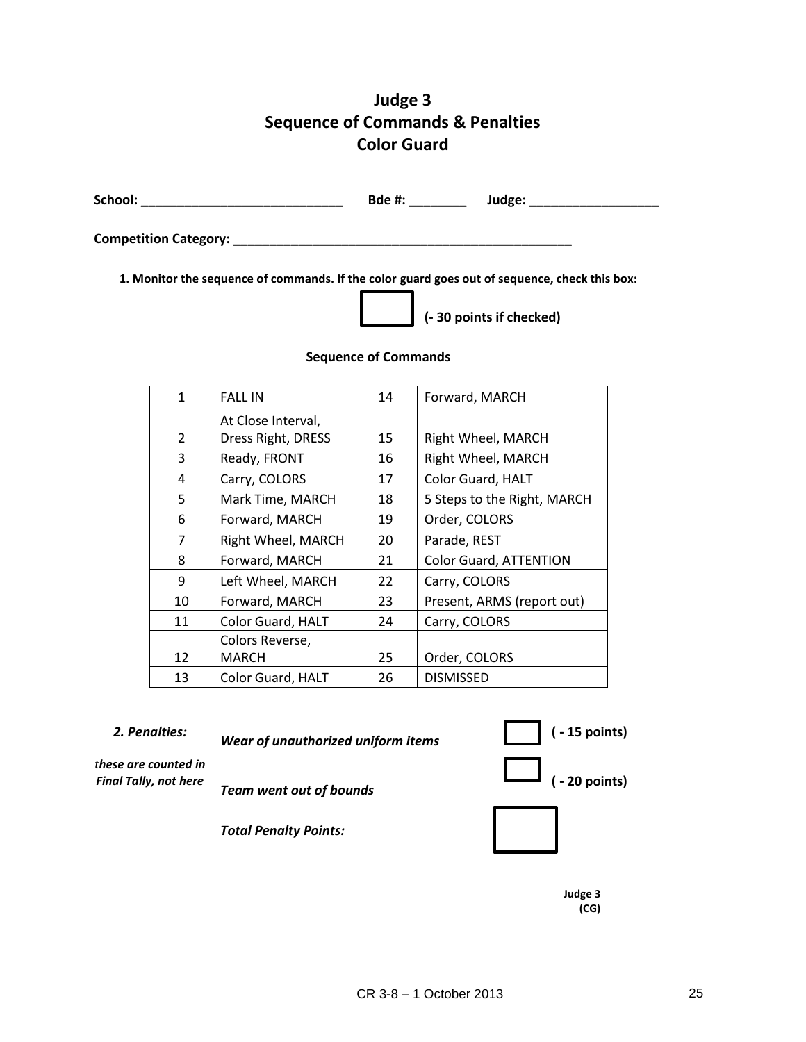# Judge 3
## Sequence of Commands & Penalties
## Color Guard

**School: ____________________________ Bde #: ________ Judge: __________________**

**Competition Category: ________________________________________________**

**1. Monitor the sequence of commands. If the color guard goes out of sequence, check this box:**

☐ **(- 30 points if checked)**

**Sequence of Commands**

| | | | |
|---|---|---|---|
| 1 | FALL IN | 14 | Forward, MARCH |
| 2 | At Close Interval, Dress Right, DRESS | 15 | Right Wheel, MARCH |
| 3 | Ready, FRONT | 16 | Right Wheel, MARCH |
| 4 | Carry, COLORS | 17 | Color Guard, HALT |
| 5 | Mark Time, MARCH | 18 | 5 Steps to the Right, MARCH |
| 6 | Forward, MARCH | 19 | Order, COLORS |
| 7 | Right Wheel, MARCH | 20 | Parade, REST |
| 8 | Forward, MARCH | 21 | Color Guard, ATTENTION |
| 9 | Left Wheel, MARCH | 22 | Carry, COLORS |
| 10 | Forward, MARCH | 23 | Present, ARMS (report out) |
| 11 | Color Guard, HALT | 24 | Carry, COLORS |
| 12 | Colors Reverse, MARCH | 25 | Order, COLORS |
| 13 | Color Guard, HALT | 26 | DISMISSED |

***2. Penalties:***

*these are counted in Final Tally, not here*

***Wear of unauthorized uniform items*** ☐ **( - 15 points)**

***Team went out of bounds*** ☐ **( - 20 points)**

***Total Penalty Points:*** ☐

**Judge 3 (CG)**

CR 3-8 – 1 October 2013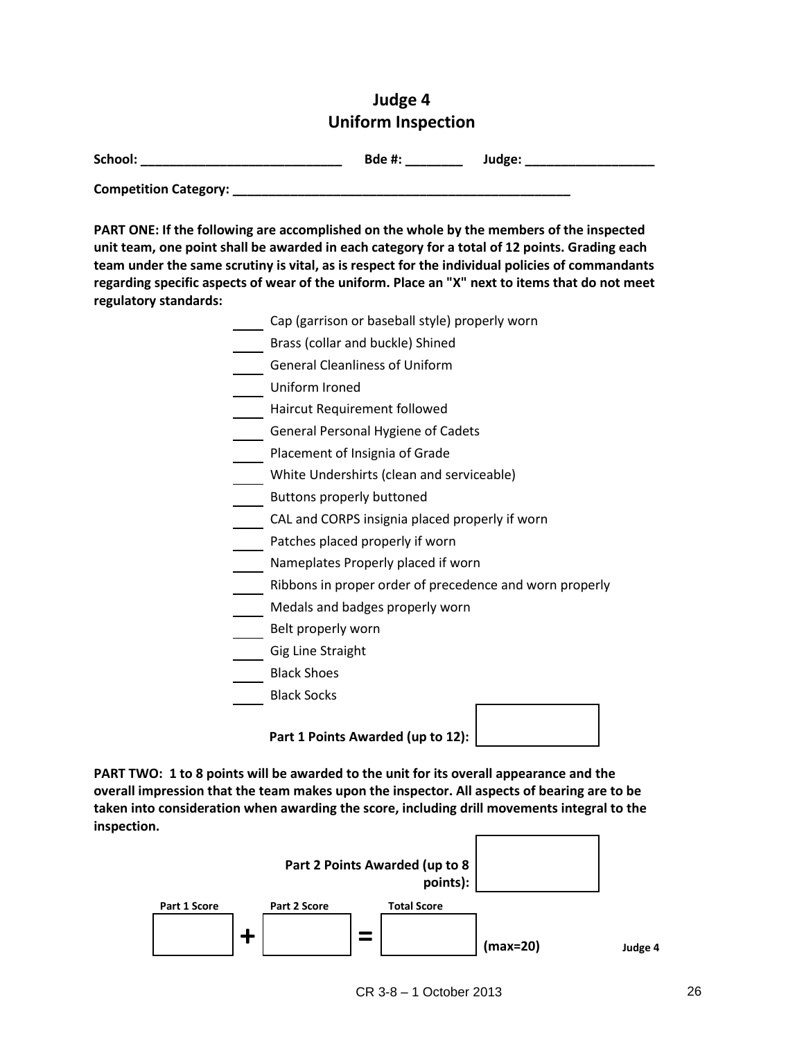# Judge 4
## Uniform Inspection

**School:** ____________________________ **Bde #:** ________ **Judge:** __________________

**Competition Category:** ________________________________________________

**PART ONE: If the following are accomplished on the whole by the members of the inspected unit team, one point shall be awarded in each category for a total of 12 points. Grading each team under the same scrutiny is vital, as is respect for the individual policies of commandants regarding specific aspects of wear of the uniform. Place an "X" next to items that do not meet regulatory standards:**

- ____ Cap (garrison or baseball style) properly worn
- ____ Brass (collar and buckle) Shined
- ____ General Cleanliness of Uniform
- ____ Uniform Ironed
- ____ Haircut Requirement followed
- ____ General Personal Hygiene of Cadets
- ____ Placement of Insignia of Grade
- ____ White Undershirts (clean and serviceable)
- ____ Buttons properly buttoned
- ____ CAL and CORPS insignia placed properly if worn
- ____ Patches placed properly if worn
- ____ Nameplates Properly placed if worn
- ____ Ribbons in proper order of precedence and worn properly
- ____ Medals and badges properly worn
- ____ Belt properly worn
- ____ Gig Line Straight
- ____ Black Shoes
- ____ Black Socks

**Part 1 Points Awarded (up to 12):** [ ]

**PART TWO: 1 to 8 points will be awarded to the unit for its overall appearance and the overall impression that the team makes upon the inspector. All aspects of bearing are to be taken into consideration when awarding the score, including drill movements integral to the inspection.**

**Part 2 Points Awarded (up to 8 points):** [ ]

| Part 1 Score | | Part 2 Score | | Total Score | |
|---|---|---|---|---|---|
| | + | | = | | (max=20) |

**Judge 4**

CR 3-8 – 1 October 2013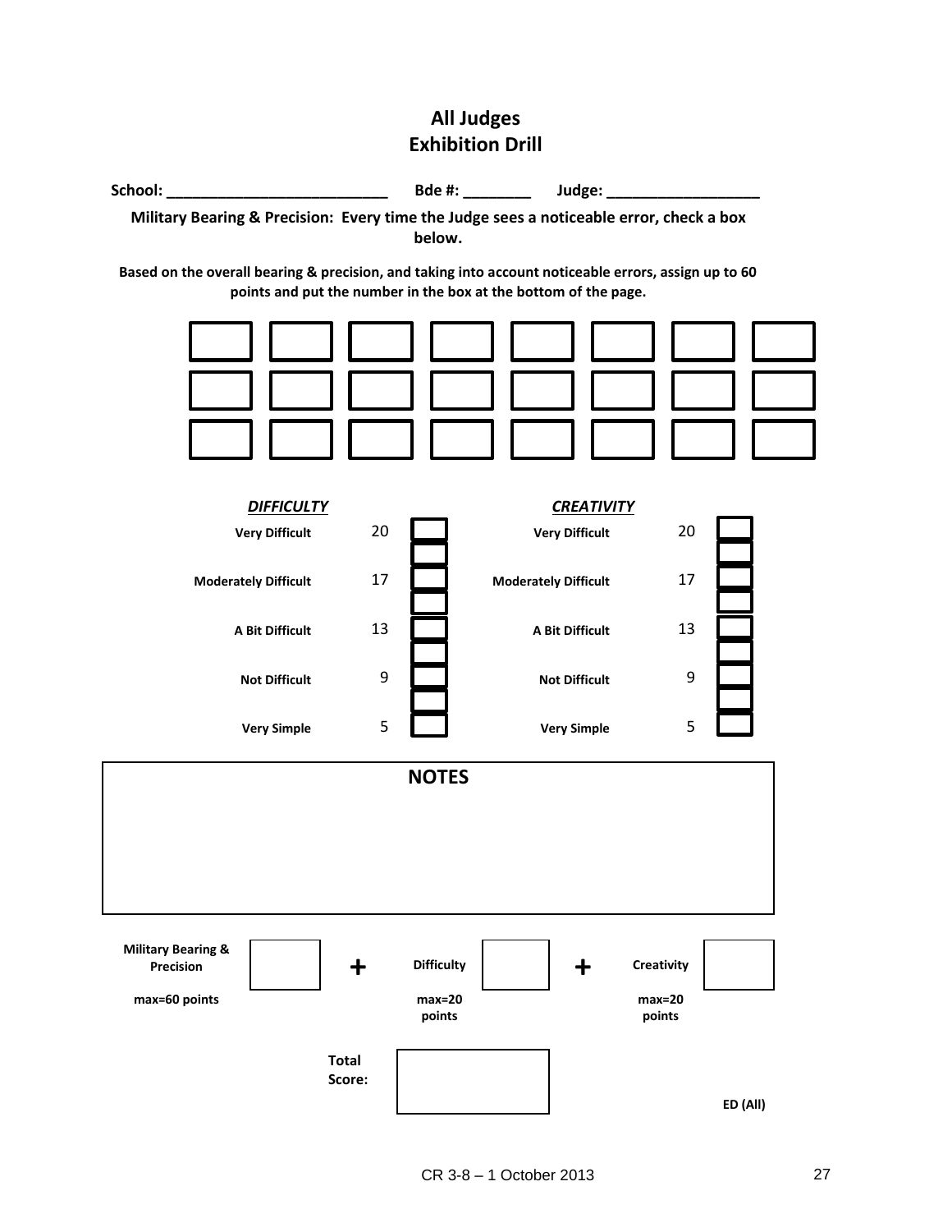# All Judges
## Exhibition Drill

**School:** ___________________________ **Bde #:** ________ **Judge:** __________________

**Military Bearing & Precision: Every time the Judge sees a noticeable error, check a box below.**

**Based on the overall bearing & precision, and taking into account noticeable errors, assign up to 60 points and put the number in the box at the bottom of the page.**

| ☐ | ☐ | ☐ | ☐ | ☐ | ☐ | ☐ | ☐ |
|---|---|---|---|---|---|---|---|
| ☐ | ☐ | ☐ | ☐ | ☐ | ☐ | ☐ | ☐ |
| ☐ | ☐ | ☐ | ☐ | ☐ | ☐ | ☐ | ☐ |

| ***DIFFICULTY*** | | | ***CREATIVITY*** | | |
|---|---|---|---|---|---|
| **Very Difficult** | 20 | ☐ | **Very Difficult** | 20 | ☐ |
| | | ☐ | | | ☐ |
| **Moderately Difficult** | 17 | ☐ | **Moderately Difficult** | 17 | ☐ |
| | | ☐ | | | ☐ |
| **A Bit Difficult** | 13 | ☐ | **A Bit Difficult** | 13 | ☐ |
| | | ☐ | | | ☐ |
| **Not Difficult** | 9 | ☐ | **Not Difficult** | 9 | ☐ |
| | | ☐ | | | ☐ |
| **Very Simple** | 5 | ☐ | **Very Simple** | 5 | ☐ |

**NOTES**

| **Military Bearing & Precision** max=60 points | ☐ | **+** | **Difficulty** max=20 points | ☐ | **+** | **Creativity** max=20 points | ☐ |
|---|---|---|---|---|---|---|---|

**Total Score:** ☐

**ED (All)**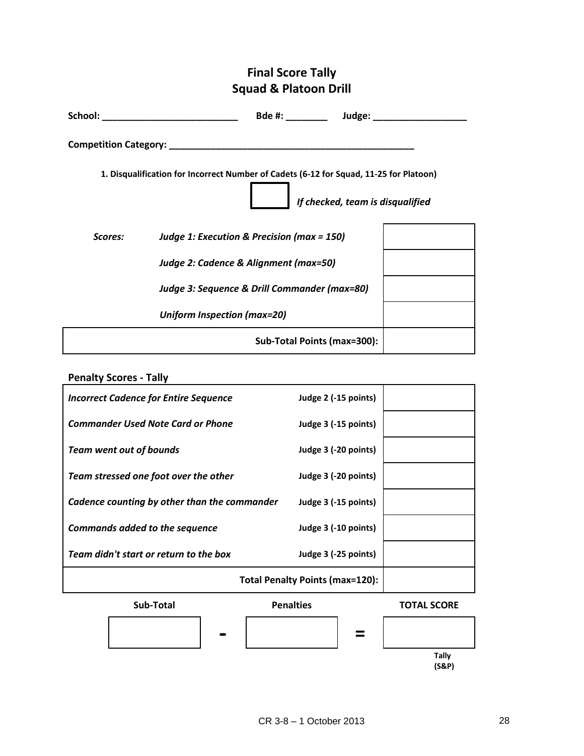# Final Score Tally
## Squad & Platoon Drill

**School:** ___________________________ **Bde #:** ________ **Judge:** __________________

**Competition Category:** _________________________________________________

**1. Disqualification for Incorrect Number of Cadets (6-12 for Squad, 11-25 for Platoon)**

☐ *If checked, team is disqualified*

| | | |
|---|---|---|
| *Scores:* | *Judge 1: Execution & Precision (max = 150)* | |
| | *Judge 2: Cadence & Alignment (max=50)* | |
| | *Judge 3: Sequence & Drill Commander (max=80)* | |
| | *Uniform Inspection (max=20)* | |
| | **Sub-Total Points (max=300):** | |

**Penalty Scores - Tally**

| | | |
|---|---|---|
| *Incorrect Cadence for Entire Sequence* | **Judge 2 (-15 points)** | |
| *Commander Used Note Card or Phone* | **Judge 3 (-15 points)** | |
| *Team went out of bounds* | **Judge 3 (-20 points)** | |
| *Team stressed one foot over the other* | **Judge 3 (-20 points)** | |
| *Cadence counting by other than the commander* | **Judge 3 (-15 points)** | |
| *Commands added to the sequence* | **Judge 3 (-10 points)** | |
| *Team didn't start or return to the box* | **Judge 3 (-25 points)** | |
| | **Total Penalty Points (max=120):** | |

| **Sub-Total** | | **Penalties** | | **TOTAL SCORE** |
|---|---|---|---|---|
| | **-** | | **=** | |

**Tally (S&P)**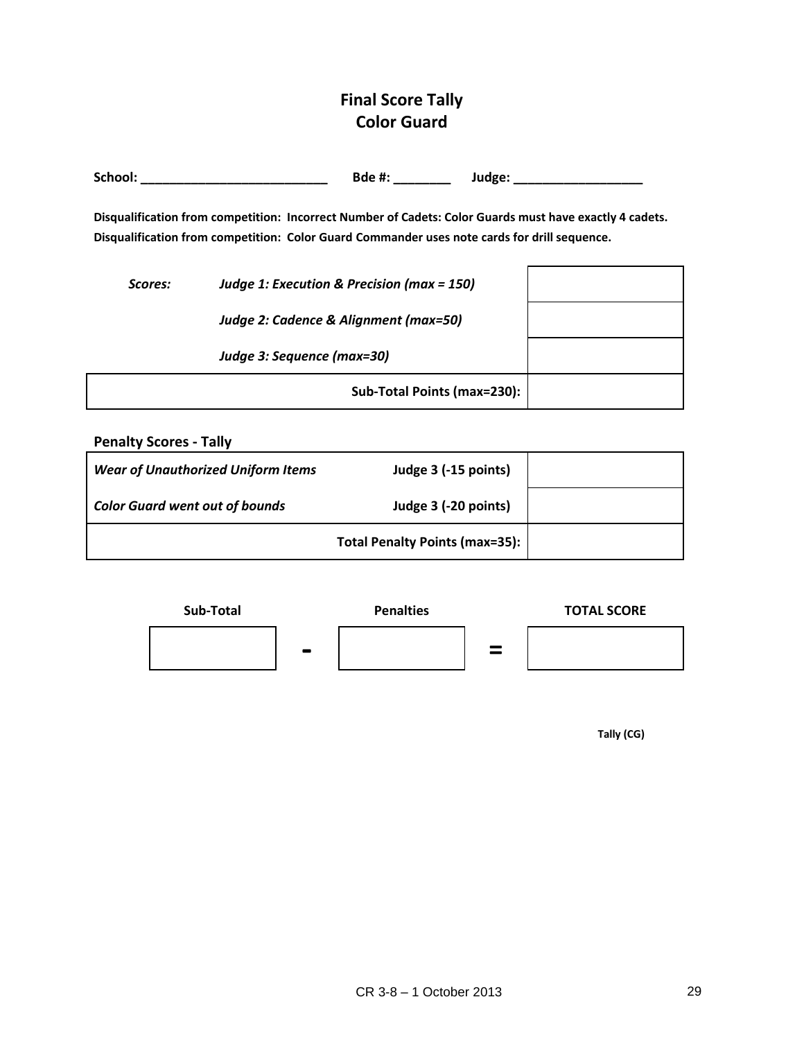# Final Score Tally
## Color Guard

**School: __________________________ Bde #: ________ Judge: _________________**

**Disqualification from competition: Incorrect Number of Cadets: Color Guards must have exactly 4 cadets.**
**Disqualification from competition: Color Guard Commander uses note cards for drill sequence.**

| | | |
|---|---|---|
| *Scores:* | ***Judge 1: Execution & Precision (max = 150)*** | |
| | ***Judge 2: Cadence & Alignment (max=50)*** | |
| | ***Judge 3: Sequence (max=30)*** | |
| | **Sub-Total Points (max=230):** | |

**Penalty Scores - Tally**

| | | |
|---|---|---|
| ***Wear of Unauthorized Uniform Items*** | **Judge 3 (-15 points)** | |
| ***Color Guard went out of bounds*** | **Judge 3 (-20 points)** | |
| | **Total Penalty Points (max=35):** | |

| Sub-Total | | Penalties | | TOTAL SCORE |
|---|---|---|---|---|
| | - | | = | |

**Tally (CG)**

CR 3-8 – 1 October 2013